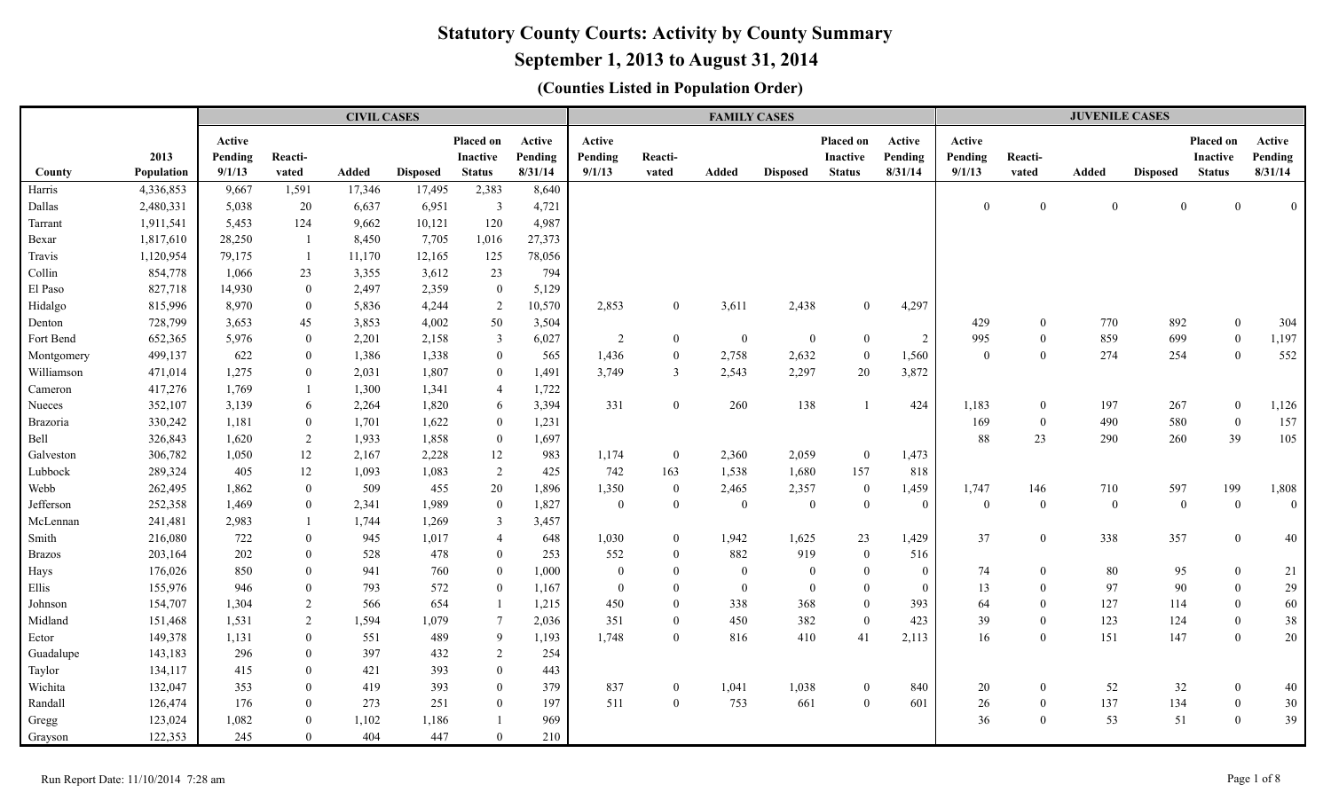# Statutory County Courts: Activity by County Summary

## September 1, 2013 to August 31, 2014

### (Counties Listed in Population Order)

| | | CIVIL CASES | | | | | | FAMILY CASES | | | | | | JUVENILE CASES | | | | | |
|---|---|---|---|---|---|---|---|---|---|---|---|---|---|---|---|---|---|---|---|
| County | 2013 Population | Active Pending 9/1/13 | Reacti-vated | Added | Disposed | Placed on Inactive Status | Active Pending 8/31/14 | Active Pending 9/1/13 | Reacti-vated | Added | Disposed | Placed on Inactive Status | Active Pending 8/31/14 | Active Pending 9/1/13 | Reacti-vated | Added | Disposed | Placed on Inactive Status | Active Pending 8/31/14 |
| Harris | 4,336,853 | 9,667 | 1,591 | 17,346 | 17,495 | 2,383 | 8,640 | | | | | | | | | | | | |
| Dallas | 2,480,331 | 5,038 | 20 | 6,637 | 6,951 | 3 | 4,721 | | | | | | | 0 | 0 | 0 | 0 | 0 | 0 |
| Tarrant | 1,911,541 | 5,453 | 124 | 9,662 | 10,121 | 120 | 4,987 | | | | | | | | | | | | |
| Bexar | 1,817,610 | 28,250 | 1 | 8,450 | 7,705 | 1,016 | 27,373 | | | | | | | | | | | | |
| Travis | 1,120,954 | 79,175 | 1 | 11,170 | 12,165 | 125 | 78,056 | | | | | | | | | | | | |
| Collin | 854,778 | 1,066 | 23 | 3,355 | 3,612 | 23 | 794 | | | | | | | | | | | | |
| El Paso | 827,718 | 14,930 | 0 | 2,497 | 2,359 | 0 | 5,129 | | | | | | | | | | | | |
| Hidalgo | 815,996 | 8,970 | 0 | 5,836 | 4,244 | 2 | 10,570 | 2,853 | 0 | 3,611 | 2,438 | 0 | 4,297 | | | | | | |
| Denton | 728,799 | 3,653 | 45 | 3,853 | 4,002 | 50 | 3,504 | | | | | | | 429 | 0 | 770 | 892 | 0 | 304 |
| Fort Bend | 652,365 | 5,976 | 0 | 2,201 | 2,158 | 3 | 6,027 | 2 | 0 | 0 | 0 | 0 | 2 | 995 | 0 | 859 | 699 | 0 | 1,197 |
| Montgomery | 499,137 | 622 | 0 | 1,386 | 1,338 | 0 | 565 | 1,436 | 0 | 2,758 | 2,632 | 0 | 1,560 | 0 | 0 | 274 | 254 | 0 | 552 |
| Williamson | 471,014 | 1,275 | 0 | 2,031 | 1,807 | 0 | 1,491 | 3,749 | 3 | 2,543 | 2,297 | 20 | 3,872 | | | | | | |
| Cameron | 417,276 | 1,769 | 1 | 1,300 | 1,341 | 4 | 1,722 | | | | | | | | | | | | |
| Nueces | 352,107 | 3,139 | 6 | 2,264 | 1,820 | 6 | 3,394 | 331 | 0 | 260 | 138 | 1 | 424 | 1,183 | 0 | 197 | 267 | 0 | 1,126 |
| Brazoria | 330,242 | 1,181 | 0 | 1,701 | 1,622 | 0 | 1,231 | | | | | | | 169 | 0 | 490 | 580 | 0 | 157 |
| Bell | 326,843 | 1,620 | 2 | 1,933 | 1,858 | 0 | 1,697 | | | | | | | 88 | 23 | 290 | 260 | 39 | 105 |
| Galveston | 306,782 | 1,050 | 12 | 2,167 | 2,228 | 12 | 983 | 1,174 | 0 | 2,360 | 2,059 | 0 | 1,473 | | | | | | |
| Lubbock | 289,324 | 405 | 12 | 1,093 | 1,083 | 2 | 425 | 742 | 163 | 1,538 | 1,680 | 157 | 818 | | | | | | |
| Webb | 262,495 | 1,862 | 0 | 509 | 455 | 20 | 1,896 | 1,350 | 0 | 2,465 | 2,357 | 0 | 1,459 | 1,747 | 146 | 710 | 597 | 199 | 1,808 |
| Jefferson | 252,358 | 1,469 | 0 | 2,341 | 1,989 | 0 | 1,827 | 0 | 0 | 0 | 0 | 0 | 0 | 0 | 0 | 0 | 0 | 0 | 0 |
| McLennan | 241,481 | 2,983 | 1 | 1,744 | 1,269 | 3 | 3,457 | | | | | | | | | | | | |
| Smith | 216,080 | 722 | 0 | 945 | 1,017 | 4 | 648 | 1,030 | 0 | 1,942 | 1,625 | 23 | 1,429 | 37 | 0 | 338 | 357 | 0 | 40 |
| Brazos | 203,164 | 202 | 0 | 528 | 478 | 0 | 253 | 552 | 0 | 882 | 919 | 0 | 516 | | | | | | |
| Hays | 176,026 | 850 | 0 | 941 | 760 | 0 | 1,000 | 0 | 0 | 0 | 0 | 0 | 0 | 74 | 0 | 80 | 95 | 0 | 21 |
| Ellis | 155,976 | 946 | 0 | 793 | 572 | 0 | 1,167 | 0 | 0 | 0 | 0 | 0 | 0 | 13 | 0 | 97 | 90 | 0 | 29 |
| Johnson | 154,707 | 1,304 | 2 | 566 | 654 | 1 | 1,215 | 450 | 0 | 338 | 368 | 0 | 393 | 64 | 0 | 127 | 114 | 0 | 60 |
| Midland | 151,468 | 1,531 | 2 | 1,594 | 1,079 | 7 | 2,036 | 351 | 0 | 450 | 382 | 0 | 423 | 39 | 0 | 123 | 124 | 0 | 38 |
| Ector | 149,378 | 1,131 | 0 | 551 | 489 | 9 | 1,193 | 1,748 | 0 | 816 | 410 | 41 | 2,113 | 16 | 0 | 151 | 147 | 0 | 20 |
| Guadalupe | 143,183 | 296 | 0 | 397 | 432 | 2 | 254 | | | | | | | | | | | | |
| Taylor | 134,117 | 415 | 0 | 421 | 393 | 0 | 443 | | | | | | | | | | | | |
| Wichita | 132,047 | 353 | 0 | 419 | 393 | 0 | 379 | 837 | 0 | 1,041 | 1,038 | 0 | 840 | 20 | 0 | 52 | 32 | 0 | 40 |
| Randall | 126,474 | 176 | 0 | 273 | 251 | 0 | 197 | 511 | 0 | 753 | 661 | 0 | 601 | 26 | 0 | 137 | 134 | 0 | 30 |
| Gregg | 123,024 | 1,082 | 0 | 1,102 | 1,186 | 1 | 969 | | | | | | | 36 | 0 | 53 | 51 | 0 | 39 |
| Grayson | 122,353 | 245 | 0 | 404 | 447 | 0 | 210 | | | | | | | | | | | | |

Run Report Date: 11/10/2014 7:28 am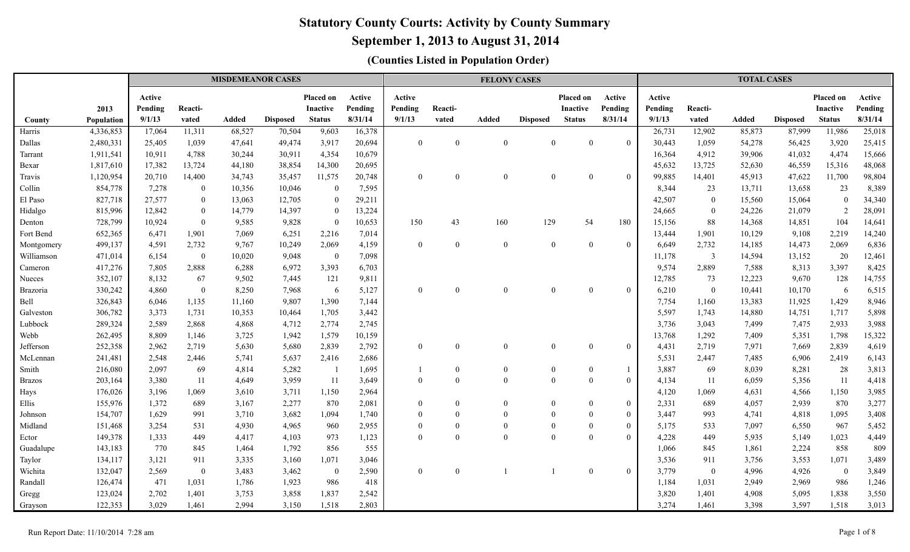# Statutory County Courts: Activity by County Summary

## September 1, 2013 to August 31, 2014

### (Counties Listed in Population Order)

| | | MISDEMEANOR CASES | | | | | | FELONY CASES | | | | | | TOTAL CASES | | | | | |
|---|---|---|---|---|---|---|---|---|---|---|---|---|---|---|---|---|---|---|---|
| County | 2013 Population | Active Pending 9/1/13 | Reacti-vated | Added | Disposed | Placed on Inactive Status | Active Pending 8/31/14 | Active Pending 9/1/13 | Reacti-vated | Added | Disposed | Placed on Inactive Status | Active Pending 8/31/14 | Active Pending 9/1/13 | Reacti-vated | Added | Disposed | Placed on Inactive Status | Active Pending 8/31/14 |
| Harris | 4,336,853 | 17,064 | 11,311 | 68,527 | 70,504 | 9,603 | 16,378 | | | | | | | 26,731 | 12,902 | 85,873 | 87,999 | 11,986 | 25,018 |
| Dallas | 2,480,331 | 25,405 | 1,039 | 47,641 | 49,474 | 3,917 | 20,694 | 0 | 0 | 0 | 0 | 0 | 0 | 30,443 | 1,059 | 54,278 | 56,425 | 3,920 | 25,415 |
| Tarrant | 1,911,541 | 10,911 | 4,788 | 30,244 | 30,911 | 4,354 | 10,679 | | | | | | | 16,364 | 4,912 | 39,906 | 41,032 | 4,474 | 15,666 |
| Bexar | 1,817,610 | 17,382 | 13,724 | 44,180 | 38,854 | 14,300 | 20,695 | | | | | | | 45,632 | 13,725 | 52,630 | 46,559 | 15,316 | 48,068 |
| Travis | 1,120,954 | 20,710 | 14,400 | 34,743 | 35,457 | 11,575 | 20,748 | 0 | 0 | 0 | 0 | 0 | 0 | 99,885 | 14,401 | 45,913 | 47,622 | 11,700 | 98,804 |
| Collin | 854,778 | 7,278 | 0 | 10,356 | 10,046 | 0 | 7,595 | | | | | | | 8,344 | 23 | 13,711 | 13,658 | 23 | 8,389 |
| El Paso | 827,718 | 27,577 | 0 | 13,063 | 12,705 | 0 | 29,211 | | | | | | | 42,507 | 0 | 15,560 | 15,064 | 0 | 34,340 |
| Hidalgo | 815,996 | 12,842 | 0 | 14,779 | 14,397 | 0 | 13,224 | | | | | | | 24,665 | 0 | 24,226 | 21,079 | 2 | 28,091 |
| Denton | 728,799 | 10,924 | 0 | 9,585 | 9,828 | 0 | 10,653 | 150 | 43 | 160 | 129 | 54 | 180 | 15,156 | 88 | 14,368 | 14,851 | 104 | 14,641 |
| Fort Bend | 652,365 | 6,471 | 1,901 | 7,069 | 6,251 | 2,216 | 7,014 | | | | | | | 13,444 | 1,901 | 10,129 | 9,108 | 2,219 | 14,240 |
| Montgomery | 499,137 | 4,591 | 2,732 | 9,767 | 10,249 | 2,069 | 4,159 | 0 | 0 | 0 | 0 | 0 | 0 | 6,649 | 2,732 | 14,185 | 14,473 | 2,069 | 6,836 |
| Williamson | 471,014 | 6,154 | 0 | 10,020 | 9,048 | 0 | 7,098 | | | | | | | 11,178 | 3 | 14,594 | 13,152 | 20 | 12,461 |
| Cameron | 417,276 | 7,805 | 2,888 | 6,288 | 6,972 | 3,393 | 6,703 | | | | | | | 9,574 | 2,889 | 7,588 | 8,313 | 3,397 | 8,425 |
| Nueces | 352,107 | 8,132 | 67 | 9,502 | 7,445 | 121 | 9,811 | | | | | | | 12,785 | 73 | 12,223 | 9,670 | 128 | 14,755 |
| Brazoria | 330,242 | 4,860 | 0 | 8,250 | 7,968 | 6 | 5,127 | 0 | 0 | 0 | 0 | 0 | 0 | 6,210 | 0 | 10,441 | 10,170 | 6 | 6,515 |
| Bell | 326,843 | 6,046 | 1,135 | 11,160 | 9,807 | 1,390 | 7,144 | | | | | | | 7,754 | 1,160 | 13,383 | 11,925 | 1,429 | 8,946 |
| Galveston | 306,782 | 3,373 | 1,731 | 10,353 | 10,464 | 1,705 | 3,442 | | | | | | | 5,597 | 1,743 | 14,880 | 14,751 | 1,717 | 5,898 |
| Lubbock | 289,324 | 2,589 | 2,868 | 4,868 | 4,712 | 2,774 | 2,745 | | | | | | | 3,736 | 3,043 | 7,499 | 7,475 | 2,933 | 3,988 |
| Webb | 262,495 | 8,809 | 1,146 | 3,725 | 1,942 | 1,579 | 10,159 | | | | | | | 13,768 | 1,292 | 7,409 | 5,351 | 1,798 | 15,322 |
| Jefferson | 252,358 | 2,962 | 2,719 | 5,630 | 5,680 | 2,839 | 2,792 | 0 | 0 | 0 | 0 | 0 | 0 | 4,431 | 2,719 | 7,971 | 7,669 | 2,839 | 4,619 |
| McLennan | 241,481 | 2,548 | 2,446 | 5,741 | 5,637 | 2,416 | 2,686 | | | | | | | 5,531 | 2,447 | 7,485 | 6,906 | 2,419 | 6,143 |
| Smith | 216,080 | 2,097 | 69 | 4,814 | 5,282 | 1 | 1,695 | 1 | 0 | 0 | 0 | 0 | 1 | 3,887 | 69 | 8,039 | 8,281 | 28 | 3,813 |
| Brazos | 203,164 | 3,380 | 11 | 4,649 | 3,959 | 11 | 3,649 | 0 | 0 | 0 | 0 | 0 | 0 | 4,134 | 11 | 6,059 | 5,356 | 11 | 4,418 |
| Hays | 176,026 | 3,196 | 1,069 | 3,610 | 3,711 | 1,150 | 2,964 | | | | | | | 4,120 | 1,069 | 4,631 | 4,566 | 1,150 | 3,985 |
| Ellis | 155,976 | 1,372 | 689 | 3,167 | 2,277 | 870 | 2,081 | 0 | 0 | 0 | 0 | 0 | 0 | 2,331 | 689 | 4,057 | 2,939 | 870 | 3,277 |
| Johnson | 154,707 | 1,629 | 991 | 3,710 | 3,682 | 1,094 | 1,740 | 0 | 0 | 0 | 0 | 0 | 0 | 3,447 | 993 | 4,741 | 4,818 | 1,095 | 3,408 |
| Midland | 151,468 | 3,254 | 531 | 4,930 | 4,965 | 960 | 2,955 | 0 | 0 | 0 | 0 | 0 | 0 | 5,175 | 533 | 7,097 | 6,550 | 967 | 5,452 |
| Ector | 149,378 | 1,333 | 449 | 4,417 | 4,103 | 973 | 1,123 | 0 | 0 | 0 | 0 | 0 | 0 | 4,228 | 449 | 5,935 | 5,149 | 1,023 | 4,449 |
| Guadalupe | 143,183 | 770 | 845 | 1,464 | 1,792 | 856 | 555 | | | | | | | 1,066 | 845 | 1,861 | 2,224 | 858 | 809 |
| Taylor | 134,117 | 3,121 | 911 | 3,335 | 3,160 | 1,071 | 3,046 | | | | | | | 3,536 | 911 | 3,756 | 3,553 | 1,071 | 3,489 |
| Wichita | 132,047 | 2,569 | 0 | 3,483 | 3,462 | 0 | 2,590 | 0 | 0 | 1 | 1 | 0 | 0 | 3,779 | 0 | 4,996 | 4,926 | 0 | 3,849 |
| Randall | 126,474 | 471 | 1,031 | 1,786 | 1,923 | 986 | 418 | | | | | | | 1,184 | 1,031 | 2,949 | 2,969 | 986 | 1,246 |
| Gregg | 123,024 | 2,702 | 1,401 | 3,753 | 3,858 | 1,837 | 2,542 | | | | | | | 3,820 | 1,401 | 4,908 | 5,095 | 1,838 | 3,550 |
| Grayson | 122,353 | 3,029 | 1,461 | 2,994 | 3,150 | 1,518 | 2,803 | | | | | | | 3,274 | 1,461 | 3,398 | 3,597 | 1,518 | 3,013 |

Run Report Date: 11/10/2014 7:28 am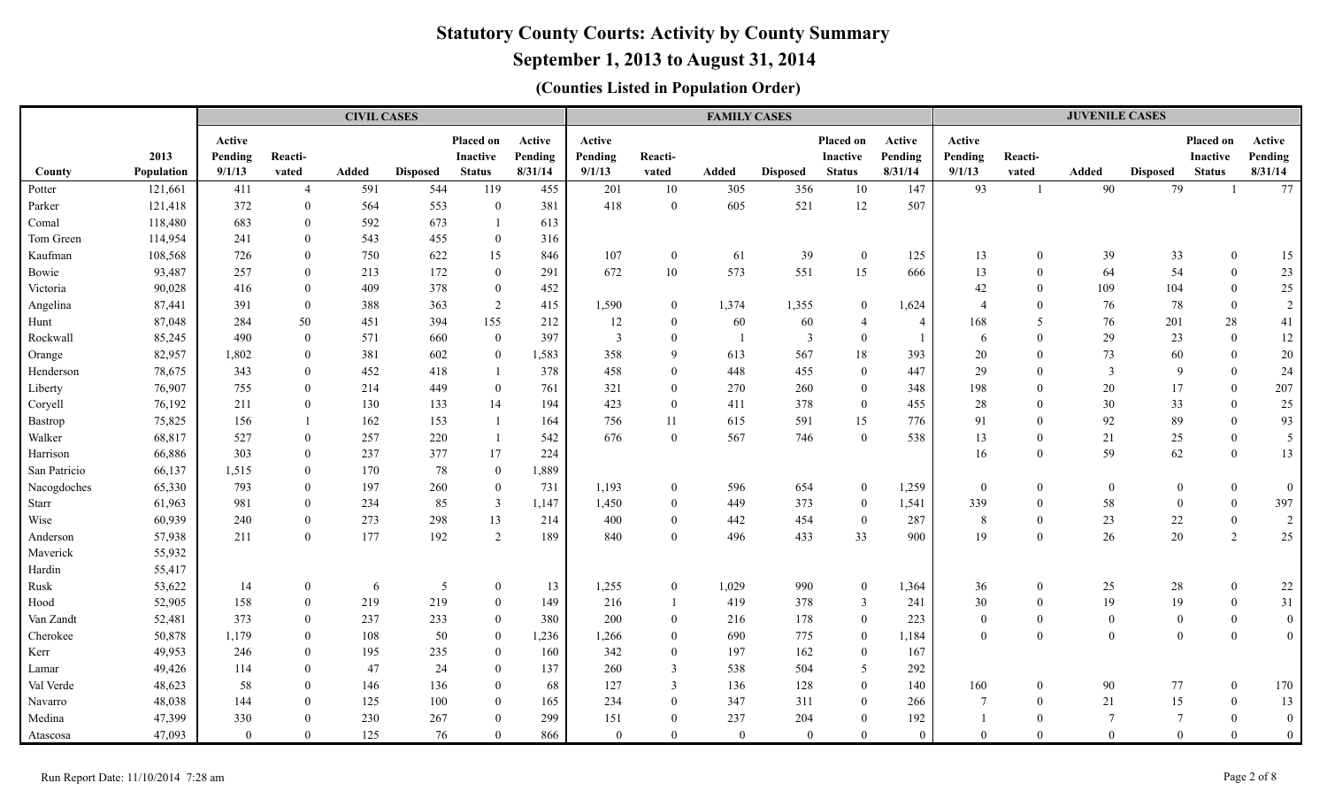# Statutory County Courts: Activity by County Summary

## September 1, 2013 to August 31, 2014

### (Counties Listed in Population Order)

| | | CIVIL CASES | | | | | | FAMILY CASES | | | | | | JUVENILE CASES | | | | | |
|---|---|---|---|---|---|---|---|---|---|---|---|---|---|---|---|---|---|---|---|
| County | 2013 Population | Active Pending 9/1/13 | Reacti-vated | Added | Disposed | Placed on Inactive Status | Active Pending 8/31/14 | Active Pending 9/1/13 | Reacti-vated | Added | Disposed | Placed on Inactive Status | Active Pending 8/31/14 | Active Pending 9/1/13 | Reacti-vated | Added | Disposed | Placed on Inactive Status | Active Pending 8/31/14 |
| Potter | 121,661 | 411 | 4 | 591 | 544 | 119 | 455 | 201 | 10 | 305 | 356 | 10 | 147 | 93 | 1 | 90 | 79 | 1 | 77 |
| Parker | 121,418 | 372 | 0 | 564 | 553 | 0 | 381 | 418 | 0 | 605 | 521 | 12 | 507 | | | | | | |
| Comal | 118,480 | 683 | 0 | 592 | 673 | 1 | 613 | | | | | | | | | | | | |
| Tom Green | 114,954 | 241 | 0 | 543 | 455 | 0 | 316 | | | | | | | | | | | | |
| Kaufman | 108,568 | 726 | 0 | 750 | 622 | 15 | 846 | 107 | 0 | 61 | 39 | 0 | 125 | 13 | 0 | 39 | 33 | 0 | 15 |
| Bowie | 93,487 | 257 | 0 | 213 | 172 | 0 | 291 | 672 | 10 | 573 | 551 | 15 | 666 | 13 | 0 | 64 | 54 | 0 | 23 |
| Victoria | 90,028 | 416 | 0 | 409 | 378 | 0 | 452 | | | | | | | 42 | 0 | 109 | 104 | 0 | 25 |
| Angelina | 87,441 | 391 | 0 | 388 | 363 | 2 | 415 | 1,590 | 0 | 1,374 | 1,355 | 0 | 1,624 | 4 | 0 | 76 | 78 | 0 | 2 |
| Hunt | 87,048 | 284 | 50 | 451 | 394 | 155 | 212 | 12 | 0 | 60 | 60 | 4 | 4 | 168 | 5 | 76 | 201 | 28 | 41 |
| Rockwall | 85,245 | 490 | 0 | 571 | 660 | 0 | 397 | 3 | 0 | 1 | 3 | 0 | 1 | 6 | 0 | 29 | 23 | 0 | 12 |
| Orange | 82,957 | 1,802 | 0 | 381 | 602 | 0 | 1,583 | 358 | 9 | 613 | 567 | 18 | 393 | 20 | 0 | 73 | 60 | 0 | 20 |
| Henderson | 78,675 | 343 | 0 | 452 | 418 | 1 | 378 | 458 | 0 | 448 | 455 | 0 | 447 | 29 | 0 | 3 | 9 | 0 | 24 |
| Liberty | 76,907 | 755 | 0 | 214 | 449 | 0 | 761 | 321 | 0 | 270 | 260 | 0 | 348 | 198 | 0 | 20 | 17 | 0 | 207 |
| Coryell | 76,192 | 211 | 0 | 130 | 133 | 14 | 194 | 423 | 0 | 411 | 378 | 0 | 455 | 28 | 0 | 30 | 33 | 0 | 25 |
| Bastrop | 75,825 | 156 | 1 | 162 | 153 | 1 | 164 | 756 | 11 | 615 | 591 | 15 | 776 | 91 | 0 | 92 | 89 | 0 | 93 |
| Walker | 68,817 | 527 | 0 | 257 | 220 | 1 | 542 | 676 | 0 | 567 | 746 | 0 | 538 | 13 | 0 | 21 | 25 | 0 | 5 |
| Harrison | 66,886 | 303 | 0 | 237 | 377 | 17 | 224 | | | | | | | 16 | 0 | 59 | 62 | 0 | 13 |
| San Patricio | 66,137 | 1,515 | 0 | 170 | 78 | 0 | 1,889 | | | | | | | | | | | | |
| Nacogdoches | 65,330 | 793 | 0 | 197 | 260 | 0 | 731 | 1,193 | 0 | 596 | 654 | 0 | 1,259 | 0 | 0 | 0 | 0 | 0 | 0 |
| Starr | 61,963 | 981 | 0 | 234 | 85 | 3 | 1,147 | 1,450 | 0 | 449 | 373 | 0 | 1,541 | 339 | 0 | 58 | 0 | 0 | 397 |
| Wise | 60,939 | 240 | 0 | 273 | 298 | 13 | 214 | 400 | 0 | 442 | 454 | 0 | 287 | 8 | 0 | 23 | 22 | 0 | 2 |
| Anderson | 57,938 | 211 | 0 | 177 | 192 | 2 | 189 | 840 | 0 | 496 | 433 | 33 | 900 | 19 | 0 | 26 | 20 | 2 | 25 |
| Maverick | 55,932 | | | | | | | | | | | | | | | | | | |
| Hardin | 55,417 | | | | | | | | | | | | | | | | | | |
| Rusk | 53,622 | 14 | 0 | 6 | 5 | 0 | 13 | 1,255 | 0 | 1,029 | 990 | 0 | 1,364 | 36 | 0 | 25 | 28 | 0 | 22 |
| Hood | 52,905 | 158 | 0 | 219 | 219 | 0 | 149 | 216 | 1 | 419 | 378 | 3 | 241 | 30 | 0 | 19 | 19 | 0 | 31 |
| Van Zandt | 52,481 | 373 | 0 | 237 | 233 | 0 | 380 | 200 | 0 | 216 | 178 | 0 | 223 | 0 | 0 | 0 | 0 | 0 | 0 |
| Cherokee | 50,878 | 1,179 | 0 | 108 | 50 | 0 | 1,236 | 1,266 | 0 | 690 | 775 | 0 | 1,184 | 0 | 0 | 0 | 0 | 0 | 0 |
| Kerr | 49,953 | 246 | 0 | 195 | 235 | 0 | 160 | 342 | 0 | 197 | 162 | 0 | 167 | | | | | | |
| Lamar | 49,426 | 114 | 0 | 47 | 24 | 0 | 137 | 260 | 3 | 538 | 504 | 5 | 292 | | | | | | |
| Val Verde | 48,623 | 58 | 0 | 146 | 136 | 0 | 68 | 127 | 3 | 136 | 128 | 0 | 140 | 160 | 0 | 90 | 77 | 0 | 170 |
| Navarro | 48,038 | 144 | 0 | 125 | 100 | 0 | 165 | 234 | 0 | 347 | 311 | 0 | 266 | 7 | 0 | 21 | 15 | 0 | 13 |
| Medina | 47,399 | 330 | 0 | 230 | 267 | 0 | 299 | 151 | 0 | 237 | 204 | 0 | 192 | 1 | 0 | 7 | 7 | 0 | 0 |
| Atascosa | 47,093 | 0 | 0 | 125 | 76 | 0 | 866 | 0 | 0 | 0 | 0 | 0 | 0 | 0 | 0 | 0 | 0 | 0 | 0 |

Run Report Date: 11/10/2014 7:28 am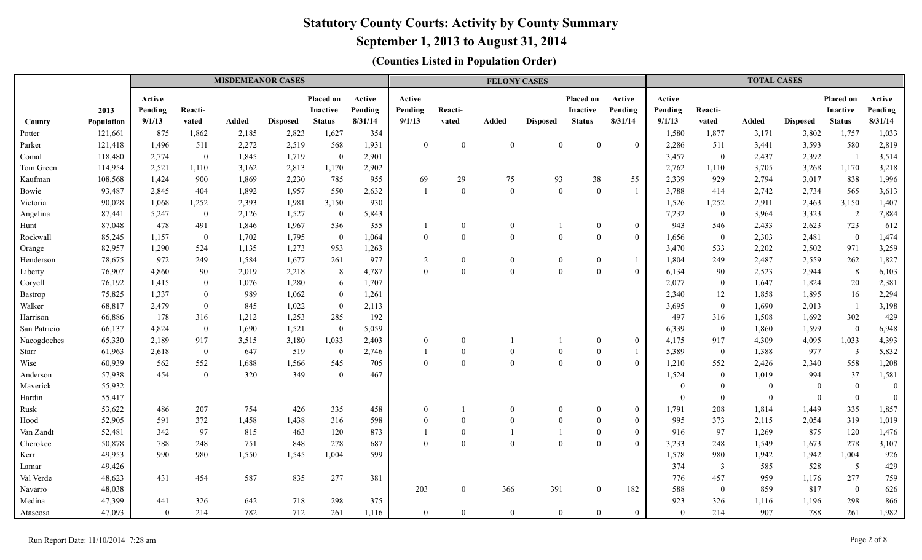# Statutory County Courts: Activity by County Summary

## September 1, 2013 to August 31, 2014

### (Counties Listed in Population Order)

| | | MISDEMEANOR CASES | | | | | | FELONY CASES | | | | | | TOTAL CASES | | | | | |
|---|---|---|---|---|---|---|---|---|---|---|---|---|---|---|---|---|---|---|---|
| County | 2013 Population | Active Pending 9/1/13 | Reacti-vated | Added | Disposed | Placed on Inactive Status | Active Pending 8/31/14 | Active Pending 9/1/13 | Reacti-vated | Added | Disposed | Placed on Inactive Status | Active Pending 8/31/14 | Active Pending 9/1/13 | Reacti-vated | Added | Disposed | Placed on Inactive Status | Active Pending 8/31/14 |
| Potter | 121,661 | 875 | 1,862 | 2,185 | 2,823 | 1,627 | 354 | | | | | | | 1,580 | 1,877 | 3,171 | 3,802 | 1,757 | 1,033 |
| Parker | 121,418 | 1,496 | 511 | 2,272 | 2,519 | 568 | 1,931 | 0 | 0 | 0 | 0 | 0 | 0 | 2,286 | 511 | 3,441 | 3,593 | 580 | 2,819 |
| Comal | 118,480 | 2,774 | 0 | 1,845 | 1,719 | 0 | 2,901 | | | | | | | 3,457 | 0 | 2,437 | 2,392 | 1 | 3,514 |
| Tom Green | 114,954 | 2,521 | 1,110 | 3,162 | 2,813 | 1,170 | 2,902 | | | | | | | 2,762 | 1,110 | 3,705 | 3,268 | 1,170 | 3,218 |
| Kaufman | 108,568 | 1,424 | 900 | 1,869 | 2,230 | 785 | 955 | 69 | 29 | 75 | 93 | 38 | 55 | 2,339 | 929 | 2,794 | 3,017 | 838 | 1,996 |
| Bowie | 93,487 | 2,845 | 404 | 1,892 | 1,957 | 550 | 2,632 | 1 | 0 | 0 | 0 | 0 | 1 | 3,788 | 414 | 2,742 | 2,734 | 565 | 3,613 |
| Victoria | 90,028 | 1,068 | 1,252 | 2,393 | 1,981 | 3,150 | 930 | | | | | | | 1,526 | 1,252 | 2,911 | 2,463 | 3,150 | 1,407 |
| Angelina | 87,441 | 5,247 | 0 | 2,126 | 1,527 | 0 | 5,843 | | | | | | | 7,232 | 0 | 3,964 | 3,323 | 2 | 7,884 |
| Hunt | 87,048 | 478 | 491 | 1,846 | 1,967 | 536 | 355 | 1 | 0 | 0 | 1 | 0 | 0 | 943 | 546 | 2,433 | 2,623 | 723 | 612 |
| Rockwall | 85,245 | 1,157 | 0 | 1,702 | 1,795 | 0 | 1,064 | 0 | 0 | 0 | 0 | 0 | 0 | 1,656 | 0 | 2,303 | 2,481 | 0 | 1,474 |
| Orange | 82,957 | 1,290 | 524 | 1,135 | 1,273 | 953 | 1,263 | | | | | | | 3,470 | 533 | 2,202 | 2,502 | 971 | 3,259 |
| Henderson | 78,675 | 972 | 249 | 1,584 | 1,677 | 261 | 977 | 2 | 0 | 0 | 0 | 0 | 1 | 1,804 | 249 | 2,487 | 2,559 | 262 | 1,827 |
| Liberty | 76,907 | 4,860 | 90 | 2,019 | 2,218 | 8 | 4,787 | 0 | 0 | 0 | 0 | 0 | 0 | 6,134 | 90 | 2,523 | 2,944 | 8 | 6,103 |
| Coryell | 76,192 | 1,415 | 0 | 1,076 | 1,280 | 6 | 1,707 | | | | | | | 2,077 | 0 | 1,647 | 1,824 | 20 | 2,381 |
| Bastrop | 75,825 | 1,337 | 0 | 989 | 1,062 | 0 | 1,261 | | | | | | | 2,340 | 12 | 1,858 | 1,895 | 16 | 2,294 |
| Walker | 68,817 | 2,479 | 0 | 845 | 1,022 | 0 | 2,113 | | | | | | | 3,695 | 0 | 1,690 | 2,013 | 1 | 3,198 |
| Harrison | 66,886 | 178 | 316 | 1,212 | 1,253 | 285 | 192 | | | | | | | 497 | 316 | 1,508 | 1,692 | 302 | 429 |
| San Patricio | 66,137 | 4,824 | 0 | 1,690 | 1,521 | 0 | 5,059 | | | | | | | 6,339 | 0 | 1,860 | 1,599 | 0 | 6,948 |
| Nacogdoches | 65,330 | 2,189 | 917 | 3,515 | 3,180 | 1,033 | 2,403 | 0 | 0 | 1 | 1 | 0 | 0 | 4,175 | 917 | 4,309 | 4,095 | 1,033 | 4,393 |
| Starr | 61,963 | 2,618 | 0 | 647 | 519 | 0 | 2,746 | 1 | 0 | 0 | 0 | 0 | 1 | 5,389 | 0 | 1,388 | 977 | 3 | 5,832 |
| Wise | 60,939 | 562 | 552 | 1,688 | 1,566 | 545 | 705 | 0 | 0 | 0 | 0 | 0 | 0 | 1,210 | 552 | 2,426 | 2,340 | 558 | 1,208 |
| Anderson | 57,938 | 454 | 0 | 320 | 349 | 0 | 467 | | | | | | | 1,524 | 0 | 1,019 | 994 | 37 | 1,581 |
| Maverick | 55,932 | | | | | | | | | | | | | 0 | 0 | 0 | 0 | 0 | 0 |
| Hardin | 55,417 | | | | | | | | | | | | | 0 | 0 | 0 | 0 | 0 | 0 |
| Rusk | 53,622 | 486 | 207 | 754 | 426 | 335 | 458 | 0 | 1 | 0 | 0 | 0 | 0 | 1,791 | 208 | 1,814 | 1,449 | 335 | 1,857 |
| Hood | 52,905 | 591 | 372 | 1,458 | 1,438 | 316 | 598 | 0 | 0 | 0 | 0 | 0 | 0 | 995 | 373 | 2,115 | 2,054 | 319 | 1,019 |
| Van Zandt | 52,481 | 342 | 97 | 815 | 463 | 120 | 873 | 1 | 0 | 1 | 1 | 0 | 0 | 916 | 97 | 1,269 | 875 | 120 | 1,476 |
| Cherokee | 50,878 | 788 | 248 | 751 | 848 | 278 | 687 | 0 | 0 | 0 | 0 | 0 | 0 | 3,233 | 248 | 1,549 | 1,673 | 278 | 3,107 |
| Kerr | 49,953 | 990 | 980 | 1,550 | 1,545 | 1,004 | 599 | | | | | | | 1,578 | 980 | 1,942 | 1,942 | 1,004 | 926 |
| Lamar | 49,426 | | | | | | | | | | | | | 374 | 3 | 585 | 528 | 5 | 429 |
| Val Verde | 48,623 | 431 | 454 | 587 | 835 | 277 | 381 | | | | | | | 776 | 457 | 959 | 1,176 | 277 | 759 |
| Navarro | 48,038 | | | | | | | 203 | 0 | 366 | 391 | 0 | 182 | 588 | 0 | 859 | 817 | 0 | 626 |
| Medina | 47,399 | 441 | 326 | 642 | 718 | 298 | 375 | | | | | | | 923 | 326 | 1,116 | 1,196 | 298 | 866 |
| Atascosa | 47,093 | 0 | 214 | 782 | 712 | 261 | 1,116 | 0 | 0 | 0 | 0 | 0 | 0 | 0 | 214 | 907 | 788 | 261 | 1,982 |

Run Report Date: 11/10/2014 7:28 am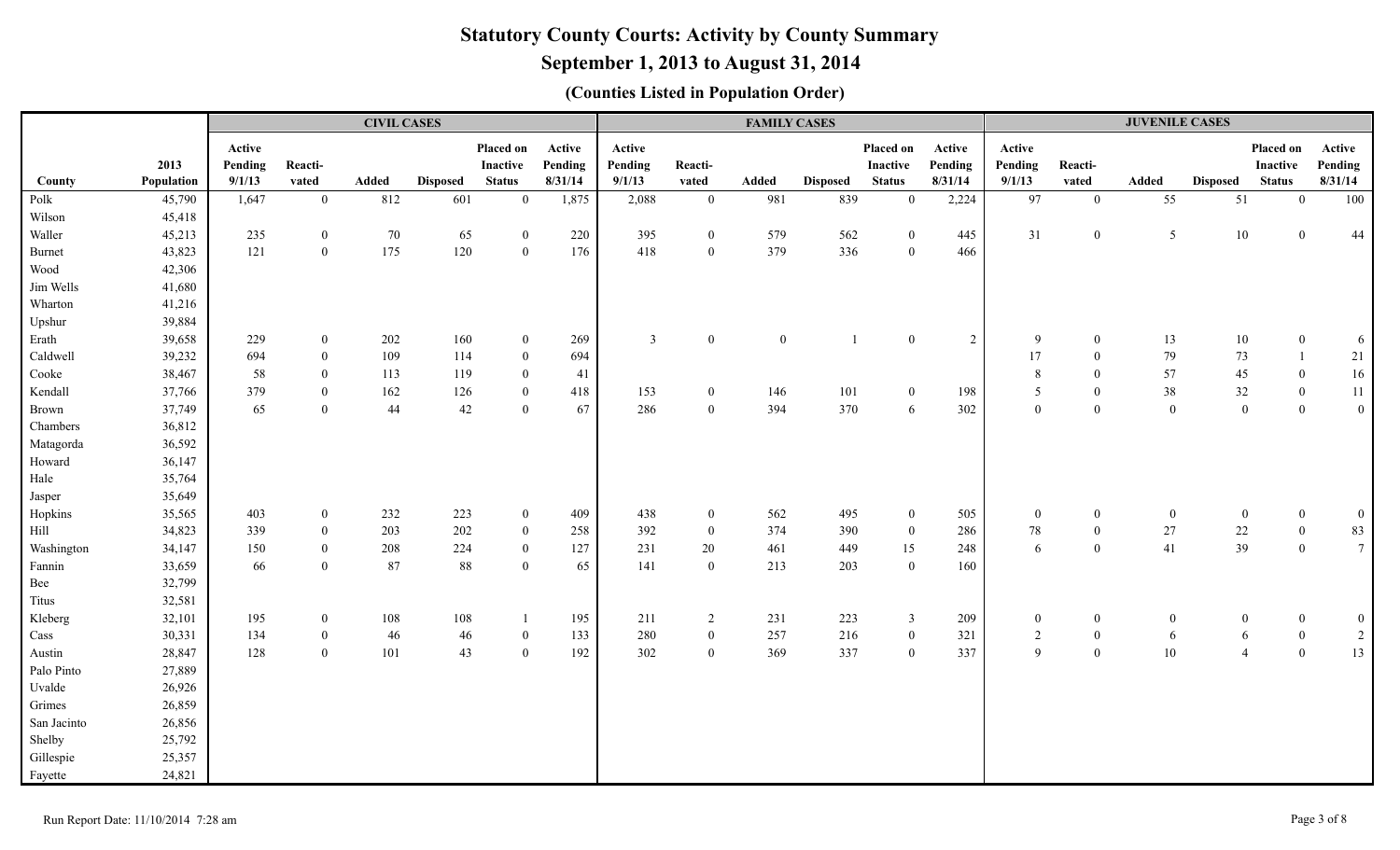# Statutory County Courts: Activity by County Summary

## September 1, 2013 to August 31, 2014

### (Counties Listed in Population Order)

| | | CIVIL CASES | | | | | | FAMILY CASES | | | | | | JUVENILE CASES | | | | | |
|---|---|---|---|---|---|---|---|---|---|---|---|---|---|---|---|---|---|---|---|
| County | 2013 Population | Active Pending 9/1/13 | Reacti-vated | Added | Disposed | Placed on Inactive Status | Active Pending 8/31/14 | Active Pending 9/1/13 | Reacti-vated | Added | Disposed | Placed on Inactive Status | Active Pending 8/31/14 | Active Pending 9/1/13 | Reacti-vated | Added | Disposed | Placed on Inactive Status | Active Pending 8/31/14 |
| Polk | 45,790 | 1,647 | 0 | 812 | 601 | 0 | 1,875 | 2,088 | 0 | 981 | 839 | 0 | 2,224 | 97 | 0 | 55 | 51 | 0 | 100 |
| Wilson | 45,418 | | | | | | | | | | | | | | | | | | |
| Waller | 45,213 | 235 | 0 | 70 | 65 | 0 | 220 | 395 | 0 | 579 | 562 | 0 | 445 | 31 | 0 | 5 | 10 | 0 | 44 |
| Burnet | 43,823 | 121 | 0 | 175 | 120 | 0 | 176 | 418 | 0 | 379 | 336 | 0 | 466 | | | | | | |
| Wood | 42,306 | | | | | | | | | | | | | | | | | | |
| Jim Wells | 41,680 | | | | | | | | | | | | | | | | | | |
| Wharton | 41,216 | | | | | | | | | | | | | | | | | | |
| Upshur | 39,884 | | | | | | | | | | | | | | | | | | |
| Erath | 39,658 | 229 | 0 | 202 | 160 | 0 | 269 | 3 | 0 | 0 | 1 | 0 | 2 | 9 | 0 | 13 | 10 | 0 | 6 |
| Caldwell | 39,232 | 694 | 0 | 109 | 114 | 0 | 694 | | | | | | | 17 | 0 | 79 | 73 | 1 | 21 |
| Cooke | 38,467 | 58 | 0 | 113 | 119 | 0 | 41 | | | | | | | 8 | 0 | 57 | 45 | 0 | 16 |
| Kendall | 37,766 | 379 | 0 | 162 | 126 | 0 | 418 | 153 | 0 | 146 | 101 | 0 | 198 | 5 | 0 | 38 | 32 | 0 | 11 |
| Brown | 37,749 | 65 | 0 | 44 | 42 | 0 | 67 | 286 | 0 | 394 | 370 | 6 | 302 | 0 | 0 | 0 | 0 | 0 | 0 |
| Chambers | 36,812 | | | | | | | | | | | | | | | | | | |
| Matagorda | 36,592 | | | | | | | | | | | | | | | | | | |
| Howard | 36,147 | | | | | | | | | | | | | | | | | | |
| Hale | 35,764 | | | | | | | | | | | | | | | | | | |
| Jasper | 35,649 | | | | | | | | | | | | | | | | | | |
| Hopkins | 35,565 | 403 | 0 | 232 | 223 | 0 | 409 | 438 | 0 | 562 | 495 | 0 | 505 | 0 | 0 | 0 | 0 | 0 | 0 |
| Hill | 34,823 | 339 | 0 | 203 | 202 | 0 | 258 | 392 | 0 | 374 | 390 | 0 | 286 | 78 | 0 | 27 | 22 | 0 | 83 |
| Washington | 34,147 | 150 | 0 | 208 | 224 | 0 | 127 | 231 | 20 | 461 | 449 | 15 | 248 | 6 | 0 | 41 | 39 | 0 | 7 |
| Fannin | 33,659 | 66 | 0 | 87 | 88 | 0 | 65 | 141 | 0 | 213 | 203 | 0 | 160 | | | | | | |
| Bee | 32,799 | | | | | | | | | | | | | | | | | | |
| Titus | 32,581 | | | | | | | | | | | | | | | | | | |
| Kleberg | 32,101 | 195 | 0 | 108 | 108 | 1 | 195 | 211 | 2 | 231 | 223 | 3 | 209 | 0 | 0 | 0 | 0 | 0 | 0 |
| Cass | 30,331 | 134 | 0 | 46 | 46 | 0 | 133 | 280 | 0 | 257 | 216 | 0 | 321 | 2 | 0 | 6 | 6 | 0 | 2 |
| Austin | 28,847 | 128 | 0 | 101 | 43 | 0 | 192 | 302 | 0 | 369 | 337 | 0 | 337 | 9 | 0 | 10 | 4 | 0 | 13 |
| Palo Pinto | 27,889 | | | | | | | | | | | | | | | | | | |
| Uvalde | 26,926 | | | | | | | | | | | | | | | | | | |
| Grimes | 26,859 | | | | | | | | | | | | | | | | | | |
| San Jacinto | 26,856 | | | | | | | | | | | | | | | | | | |
| Shelby | 25,792 | | | | | | | | | | | | | | | | | | |
| Gillespie | 25,357 | | | | | | | | | | | | | | | | | | |
| Fayette | 24,821 | | | | | | | | | | | | | | | | | | |

Run Report Date: 11/10/2014 7:28 am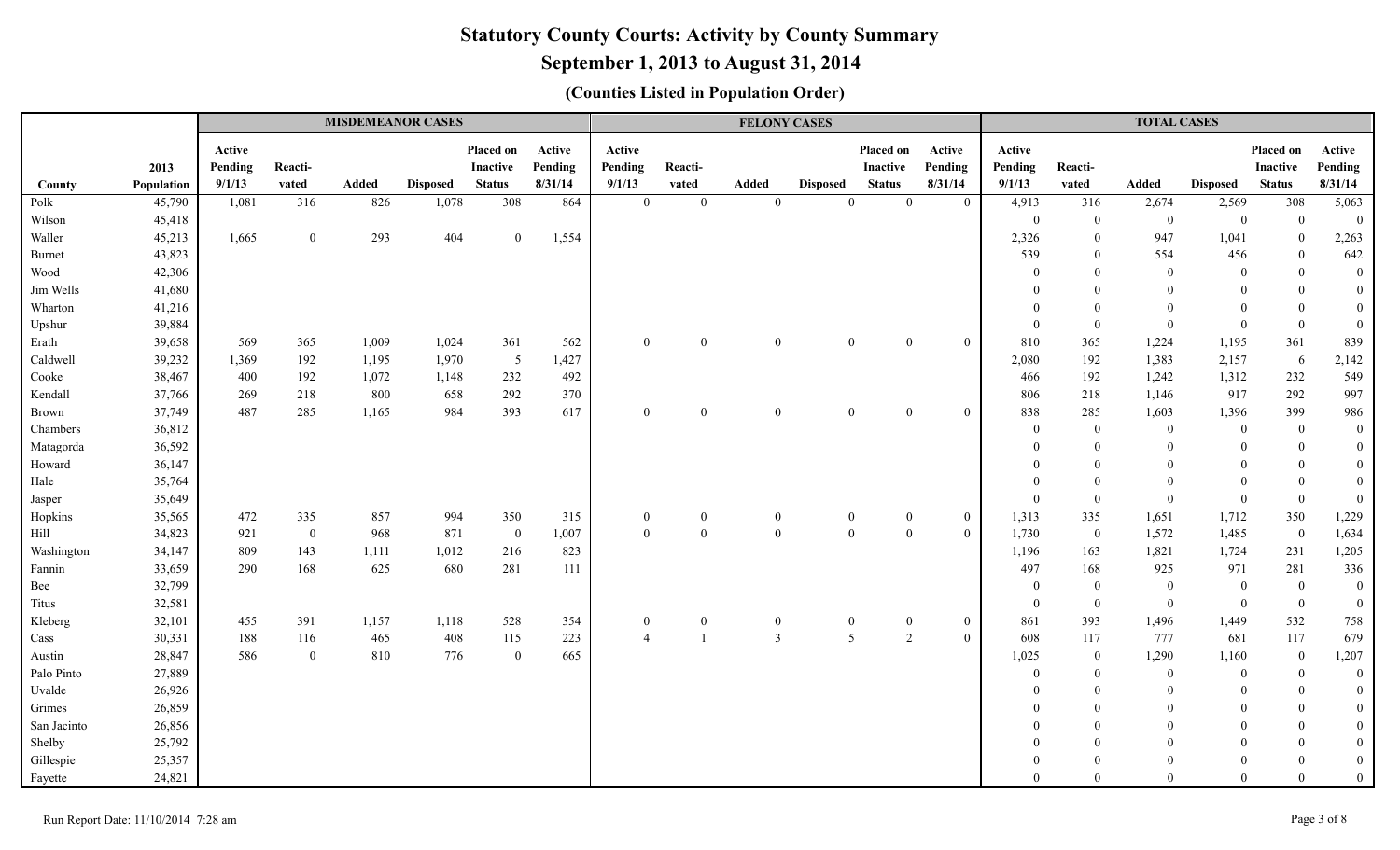# Statutory County Courts: Activity by County Summary

## September 1, 2013 to August 31, 2014

### (Counties Listed in Population Order)

| | | MISDEMEANOR CASES | | | | | | FELONY CASES | | | | | | TOTAL CASES | | | | | |
|---|---|---|---|---|---|---|---|---|---|---|---|---|---|---|---|---|---|---|---|
| County | 2013 Population | Active Pending 9/1/13 | Reactivated | Added | Disposed | Placed on Inactive Status | Active Pending 8/31/14 | Active Pending 9/1/13 | Reactivated | Added | Disposed | Placed on Inactive Status | Active Pending 8/31/14 | Active Pending 9/1/13 | Reactivated | Added | Disposed | Placed on Inactive Status | Active Pending 8/31/14 |
| Polk | 45,790 | 1,081 | 316 | 826 | 1,078 | 308 | 864 | 0 | 0 | 0 | 0 | 0 | 0 | 4,913 | 316 | 2,674 | 2,569 | 308 | 5,063 |
| Wilson | 45,418 | | | | | | | | | | | | | 0 | 0 | 0 | 0 | 0 | 0 |
| Waller | 45,213 | 1,665 | 0 | 293 | 404 | 0 | 1,554 | | | | | | | 2,326 | 0 | 947 | 1,041 | 0 | 2,263 |
| Burnet | 43,823 | | | | | | | | | | | | | 539 | 0 | 554 | 456 | 0 | 642 |
| Wood | 42,306 | | | | | | | | | | | | | 0 | 0 | 0 | 0 | 0 | 0 |
| Jim Wells | 41,680 | | | | | | | | | | | | | 0 | 0 | 0 | 0 | 0 | 0 |
| Wharton | 41,216 | | | | | | | | | | | | | 0 | 0 | 0 | 0 | 0 | 0 |
| Upshur | 39,884 | | | | | | | | | | | | | 0 | 0 | 0 | 0 | 0 | 0 |
| Erath | 39,658 | 569 | 365 | 1,009 | 1,024 | 361 | 562 | 0 | 0 | 0 | 0 | 0 | 0 | 810 | 365 | 1,224 | 1,195 | 361 | 839 |
| Caldwell | 39,232 | 1,369 | 192 | 1,195 | 1,970 | 5 | 1,427 | | | | | | | 2,080 | 192 | 1,383 | 2,157 | 6 | 2,142 |
| Cooke | 38,467 | 400 | 192 | 1,072 | 1,148 | 232 | 492 | | | | | | | 466 | 192 | 1,242 | 1,312 | 232 | 549 |
| Kendall | 37,766 | 269 | 218 | 800 | 658 | 292 | 370 | | | | | | | 806 | 218 | 1,146 | 917 | 292 | 997 |
| Brown | 37,749 | 487 | 285 | 1,165 | 984 | 393 | 617 | 0 | 0 | 0 | 0 | 0 | 0 | 838 | 285 | 1,603 | 1,396 | 399 | 986 |
| Chambers | 36,812 | | | | | | | | | | | | | 0 | 0 | 0 | 0 | 0 | 0 |
| Matagorda | 36,592 | | | | | | | | | | | | | 0 | 0 | 0 | 0 | 0 | 0 |
| Howard | 36,147 | | | | | | | | | | | | | 0 | 0 | 0 | 0 | 0 | 0 |
| Hale | 35,764 | | | | | | | | | | | | | 0 | 0 | 0 | 0 | 0 | 0 |
| Jasper | 35,649 | | | | | | | | | | | | | 0 | 0 | 0 | 0 | 0 | 0 |
| Hopkins | 35,565 | 472 | 335 | 857 | 994 | 350 | 315 | 0 | 0 | 0 | 0 | 0 | 0 | 1,313 | 335 | 1,651 | 1,712 | 350 | 1,229 |
| Hill | 34,823 | 921 | 0 | 968 | 871 | 0 | 1,007 | 0 | 0 | 0 | 0 | 0 | 0 | 1,730 | 0 | 1,572 | 1,485 | 0 | 1,634 |
| Washington | 34,147 | 809 | 143 | 1,111 | 1,012 | 216 | 823 | | | | | | | 1,196 | 163 | 1,821 | 1,724 | 231 | 1,205 |
| Fannin | 33,659 | 290 | 168 | 625 | 680 | 281 | 111 | | | | | | | 497 | 168 | 925 | 971 | 281 | 336 |
| Bee | 32,799 | | | | | | | | | | | | | 0 | 0 | 0 | 0 | 0 | 0 |
| Titus | 32,581 | | | | | | | | | | | | | 0 | 0 | 0 | 0 | 0 | 0 |
| Kleberg | 32,101 | 455 | 391 | 1,157 | 1,118 | 528 | 354 | 0 | 0 | 0 | 0 | 0 | 0 | 861 | 393 | 1,496 | 1,449 | 532 | 758 |
| Cass | 30,331 | 188 | 116 | 465 | 408 | 115 | 223 | 4 | 1 | 3 | 5 | 2 | 0 | 608 | 117 | 777 | 681 | 117 | 679 |
| Austin | 28,847 | 586 | 0 | 810 | 776 | 0 | 665 | | | | | | | 1,025 | 0 | 1,290 | 1,160 | 0 | 1,207 |
| Palo Pinto | 27,889 | | | | | | | | | | | | | 0 | 0 | 0 | 0 | 0 | 0 |
| Uvalde | 26,926 | | | | | | | | | | | | | 0 | 0 | 0 | 0 | 0 | 0 |
| Grimes | 26,859 | | | | | | | | | | | | | 0 | 0 | 0 | 0 | 0 | 0 |
| San Jacinto | 26,856 | | | | | | | | | | | | | 0 | 0 | 0 | 0 | 0 | 0 |
| Shelby | 25,792 | | | | | | | | | | | | | 0 | 0 | 0 | 0 | 0 | 0 |
| Gillespie | 25,357 | | | | | | | | | | | | | 0 | 0 | 0 | 0 | 0 | 0 |
| Fayette | 24,821 | | | | | | | | | | | | | 0 | 0 | 0 | 0 | 0 | 0 |

Run Report Date: 11/10/2014 7:28 am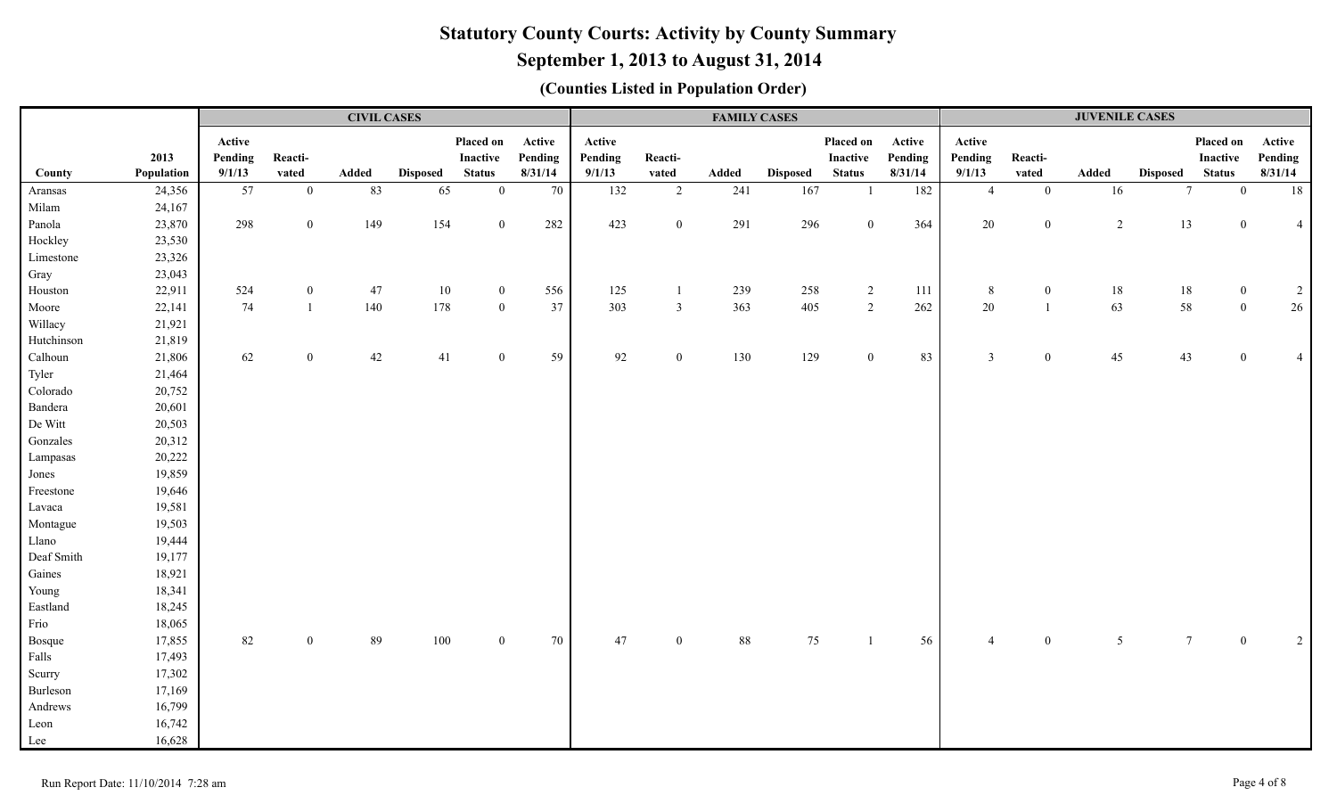# Statutory County Courts: Activity by County Summary

## September 1, 2013 to August 31, 2014

### (Counties Listed in Population Order)

| | | CIVIL CASES | | | | | | FAMILY CASES | | | | | | JUVENILE CASES | | | | | |
|---|---|---|---|---|---|---|---|---|---|---|---|---|---|---|---|---|---|---|---|
| County | 2013 Population | Active Pending 9/1/13 | Reacti-vated | Added | Disposed | Placed on Inactive Status | Active Pending 8/31/14 | Active Pending 9/1/13 | Reacti-vated | Added | Disposed | Placed on Inactive Status | Active Pending 8/31/14 | Active Pending 9/1/13 | Reacti-vated | Added | Disposed | Placed on Inactive Status | Active Pending 8/31/14 |
| Aransas | 24,356 | 57 | 0 | 83 | 65 | 0 | 70 | 132 | 2 | 241 | 167 | 1 | 182 | 4 | 0 | 16 | 7 | 0 | 18 |
| Milam | 24,167 | | | | | | | | | | | | | | | | | | |
| Panola | 23,870 | 298 | 0 | 149 | 154 | 0 | 282 | 423 | 0 | 291 | 296 | 0 | 364 | 20 | 0 | 2 | 13 | 0 | 4 |
| Hockley | 23,530 | | | | | | | | | | | | | | | | | | |
| Limestone | 23,326 | | | | | | | | | | | | | | | | | | |
| Gray | 23,043 | | | | | | | | | | | | | | | | | | |
| Houston | 22,911 | 524 | 0 | 47 | 10 | 0 | 556 | 125 | 1 | 239 | 258 | 2 | 111 | 8 | 0 | 18 | 18 | 0 | 2 |
| Moore | 22,141 | 74 | 1 | 140 | 178 | 0 | 37 | 303 | 3 | 363 | 405 | 2 | 262 | 20 | 1 | 63 | 58 | 0 | 26 |
| Willacy | 21,921 | | | | | | | | | | | | | | | | | | |
| Hutchinson | 21,819 | | | | | | | | | | | | | | | | | | |
| Calhoun | 21,806 | 62 | 0 | 42 | 41 | 0 | 59 | 92 | 0 | 130 | 129 | 0 | 83 | 3 | 0 | 45 | 43 | 0 | 4 |
| Tyler | 21,464 | | | | | | | | | | | | | | | | | | |
| Colorado | 20,752 | | | | | | | | | | | | | | | | | | |
| Bandera | 20,601 | | | | | | | | | | | | | | | | | | |
| De Witt | 20,503 | | | | | | | | | | | | | | | | | | |
| Gonzales | 20,312 | | | | | | | | | | | | | | | | | | |
| Lampasas | 20,222 | | | | | | | | | | | | | | | | | | |
| Jones | 19,859 | | | | | | | | | | | | | | | | | | |
| Freestone | 19,646 | | | | | | | | | | | | | | | | | | |
| Lavaca | 19,581 | | | | | | | | | | | | | | | | | | |
| Montague | 19,503 | | | | | | | | | | | | | | | | | | |
| Llano | 19,444 | | | | | | | | | | | | | | | | | | |
| Deaf Smith | 19,177 | | | | | | | | | | | | | | | | | | |
| Gaines | 18,921 | | | | | | | | | | | | | | | | | | |
| Young | 18,341 | | | | | | | | | | | | | | | | | | |
| Eastland | 18,245 | | | | | | | | | | | | | | | | | | |
| Frio | 18,065 | | | | | | | | | | | | | | | | | | |
| Bosque | 17,855 | 82 | 0 | 89 | 100 | 0 | 70 | 47 | 0 | 88 | 75 | 1 | 56 | 4 | 0 | 5 | 7 | 0 | 2 |
| Falls | 17,493 | | | | | | | | | | | | | | | | | | |
| Scurry | 17,302 | | | | | | | | | | | | | | | | | | |
| Burleson | 17,169 | | | | | | | | | | | | | | | | | | |
| Andrews | 16,799 | | | | | | | | | | | | | | | | | | |
| Leon | 16,742 | | | | | | | | | | | | | | | | | | |
| Lee | 16,628 | | | | | | | | | | | | | | | | | | |

Run Report Date: 11/10/2014 7:28 am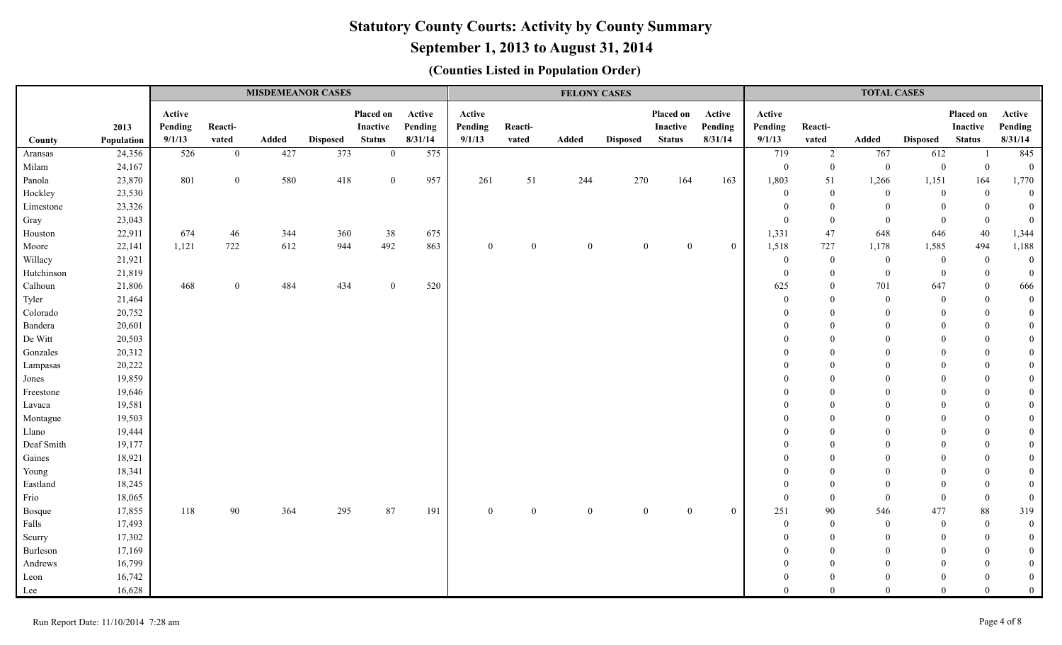# Statutory County Courts: Activity by County Summary

## September 1, 2013 to August 31, 2014

### (Counties Listed in Population Order)

| | | MISDEMEANOR CASES | | | | | | FELONY CASES | | | | | | TOTAL CASES | | | | | |
|---|---|---|---|---|---|---|---|---|---|---|---|---|---|---|---|---|---|---|---|
| County | 2013 Population | Active Pending 9/1/13 | Reacti-vated | Added | Disposed | Placed on Inactive Status | Active Pending 8/31/14 | Active Pending 9/1/13 | Reacti-vated | Added | Disposed | Placed on Inactive Status | Active Pending 8/31/14 | Active Pending 9/1/13 | Reacti-vated | Added | Disposed | Placed on Inactive Status | Active Pending 8/31/14 |
| Aransas | 24,356 | 526 | 0 | 427 | 373 | 0 | 575 | | | | | | | 719 | 2 | 767 | 612 | 1 | 845 |
| Milam | 24,167 | | | | | | | | | | | | | 0 | 0 | 0 | 0 | 0 | 0 |
| Panola | 23,870 | 801 | 0 | 580 | 418 | 0 | 957 | 261 | 51 | 244 | 270 | 164 | 163 | 1,803 | 51 | 1,266 | 1,151 | 164 | 1,770 |
| Hockley | 23,530 | | | | | | | | | | | | | 0 | 0 | 0 | 0 | 0 | 0 |
| Limestone | 23,326 | | | | | | | | | | | | | 0 | 0 | 0 | 0 | 0 | 0 |
| Gray | 23,043 | | | | | | | | | | | | | 0 | 0 | 0 | 0 | 0 | 0 |
| Houston | 22,911 | 674 | 46 | 344 | 360 | 38 | 675 | | | | | | | 1,331 | 47 | 648 | 646 | 40 | 1,344 |
| Moore | 22,141 | 1,121 | 722 | 612 | 944 | 492 | 863 | 0 | 0 | 0 | 0 | 0 | 0 | 1,518 | 727 | 1,178 | 1,585 | 494 | 1,188 |
| Willacy | 21,921 | | | | | | | | | | | | | 0 | 0 | 0 | 0 | 0 | 0 |
| Hutchinson | 21,819 | | | | | | | | | | | | | 0 | 0 | 0 | 0 | 0 | 0 |
| Calhoun | 21,806 | 468 | 0 | 484 | 434 | 0 | 520 | | | | | | | 625 | 0 | 701 | 647 | 0 | 666 |
| Tyler | 21,464 | | | | | | | | | | | | | 0 | 0 | 0 | 0 | 0 | 0 |
| Colorado | 20,752 | | | | | | | | | | | | | 0 | 0 | 0 | 0 | 0 | 0 |
| Bandera | 20,601 | | | | | | | | | | | | | 0 | 0 | 0 | 0 | 0 | 0 |
| De Witt | 20,503 | | | | | | | | | | | | | 0 | 0 | 0 | 0 | 0 | 0 |
| Gonzales | 20,312 | | | | | | | | | | | | | 0 | 0 | 0 | 0 | 0 | 0 |
| Lampasas | 20,222 | | | | | | | | | | | | | 0 | 0 | 0 | 0 | 0 | 0 |
| Jones | 19,859 | | | | | | | | | | | | | 0 | 0 | 0 | 0 | 0 | 0 |
| Freestone | 19,646 | | | | | | | | | | | | | 0 | 0 | 0 | 0 | 0 | 0 |
| Lavaca | 19,581 | | | | | | | | | | | | | 0 | 0 | 0 | 0 | 0 | 0 |
| Montague | 19,503 | | | | | | | | | | | | | 0 | 0 | 0 | 0 | 0 | 0 |
| Llano | 19,444 | | | | | | | | | | | | | 0 | 0 | 0 | 0 | 0 | 0 |
| Deaf Smith | 19,177 | | | | | | | | | | | | | 0 | 0 | 0 | 0 | 0 | 0 |
| Gaines | 18,921 | | | | | | | | | | | | | 0 | 0 | 0 | 0 | 0 | 0 |
| Young | 18,341 | | | | | | | | | | | | | 0 | 0 | 0 | 0 | 0 | 0 |
| Eastland | 18,245 | | | | | | | | | | | | | 0 | 0 | 0 | 0 | 0 | 0 |
| Frio | 18,065 | | | | | | | | | | | | | 0 | 0 | 0 | 0 | 0 | 0 |
| Bosque | 17,855 | 118 | 90 | 364 | 295 | 87 | 191 | 0 | 0 | 0 | 0 | 0 | 0 | 251 | 90 | 546 | 477 | 88 | 319 |
| Falls | 17,493 | | | | | | | | | | | | | 0 | 0 | 0 | 0 | 0 | 0 |
| Scurry | 17,302 | | | | | | | | | | | | | 0 | 0 | 0 | 0 | 0 | 0 |
| Burleson | 17,169 | | | | | | | | | | | | | 0 | 0 | 0 | 0 | 0 | 0 |
| Andrews | 16,799 | | | | | | | | | | | | | 0 | 0 | 0 | 0 | 0 | 0 |
| Leon | 16,742 | | | | | | | | | | | | | 0 | 0 | 0 | 0 | 0 | 0 |
| Lee | 16,628 | | | | | | | | | | | | | 0 | 0 | 0 | 0 | 0 | 0 |

Run Report Date: 11/10/2014 7:28 am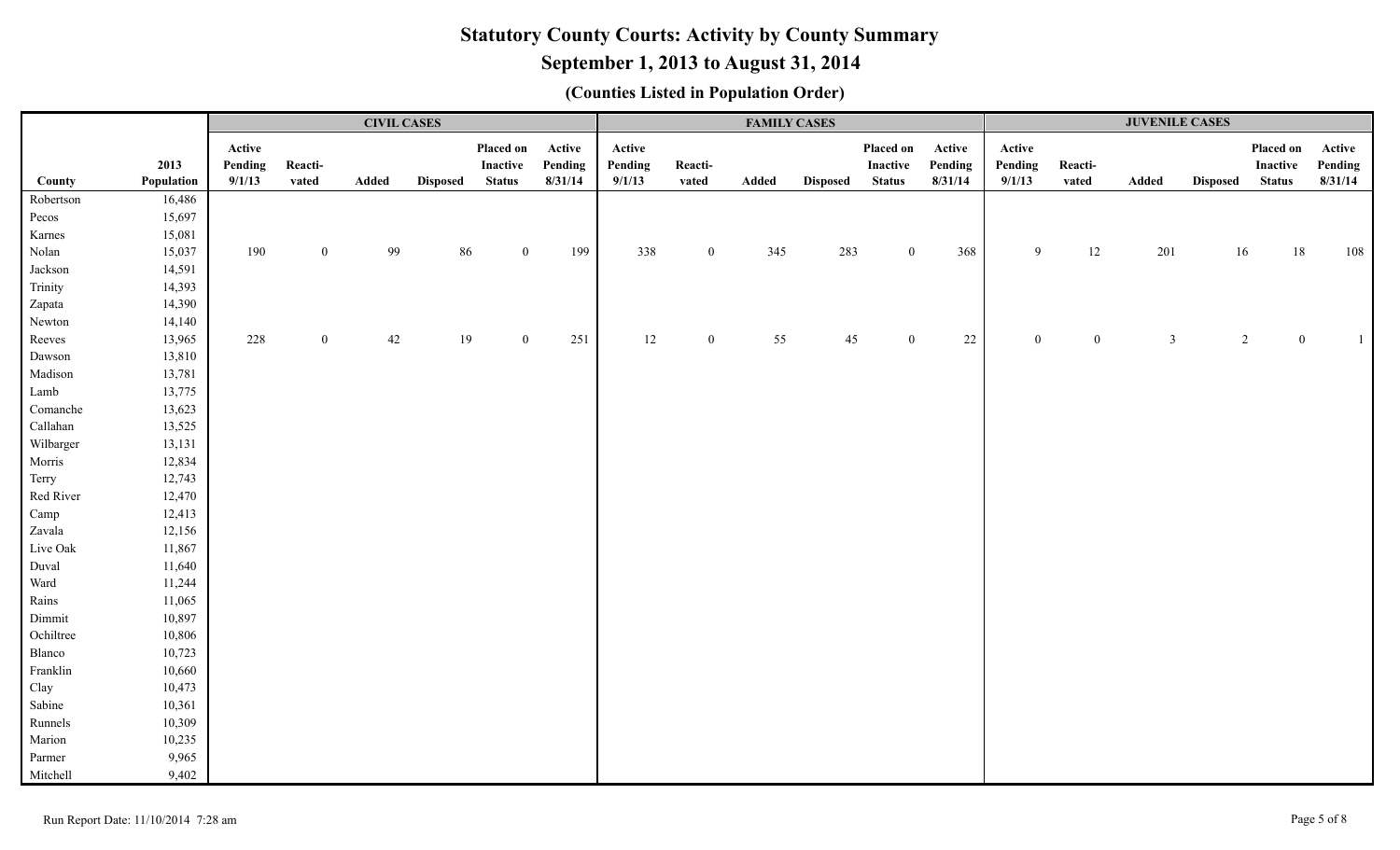# Statutory County Courts: Activity by County Summary

## September 1, 2013 to August 31, 2014

### (Counties Listed in Population Order)

| | | CIVIL CASES | | | | | | FAMILY CASES | | | | | | JUVENILE CASES | | | | | |
|---|---|---|---|---|---|---|---|---|---|---|---|---|---|---|---|---|---|---|---|
| County | 2013 Population | Active Pending 9/1/13 | Reacti-vated | Added | Disposed | Placed on Inactive Status | Active Pending 8/31/14 | Active Pending 9/1/13 | Reacti-vated | Added | Disposed | Placed on Inactive Status | Active Pending 8/31/14 | Active Pending 9/1/13 | Reacti-vated | Added | Disposed | Placed on Inactive Status | Active Pending 8/31/14 |
| Robertson | 16,486 | | | | | | | | | | | | | | | | | | |
| Pecos | 15,697 | | | | | | | | | | | | | | | | | | |
| Karnes | 15,081 | | | | | | | | | | | | | | | | | | |
| Nolan | 15,037 | 190 | 0 | 99 | 86 | 0 | 199 | 338 | 0 | 345 | 283 | 0 | 368 | 9 | 12 | 201 | 16 | 18 | 108 |
| Jackson | 14,591 | | | | | | | | | | | | | | | | | | |
| Trinity | 14,393 | | | | | | | | | | | | | | | | | | |
| Zapata | 14,390 | | | | | | | | | | | | | | | | | | |
| Newton | 14,140 | | | | | | | | | | | | | | | | | | |
| Reeves | 13,965 | 228 | 0 | 42 | 19 | 0 | 251 | 12 | 0 | 55 | 45 | 0 | 22 | 0 | 0 | 3 | 2 | 0 | 1 |
| Dawson | 13,810 | | | | | | | | | | | | | | | | | | |
| Madison | 13,781 | | | | | | | | | | | | | | | | | | |
| Lamb | 13,775 | | | | | | | | | | | | | | | | | | |
| Comanche | 13,623 | | | | | | | | | | | | | | | | | | |
| Callahan | 13,525 | | | | | | | | | | | | | | | | | | |
| Wilbarger | 13,131 | | | | | | | | | | | | | | | | | | |
| Morris | 12,834 | | | | | | | | | | | | | | | | | | |
| Terry | 12,743 | | | | | | | | | | | | | | | | | | |
| Red River | 12,470 | | | | | | | | | | | | | | | | | | |
| Camp | 12,413 | | | | | | | | | | | | | | | | | | |
| Zavala | 12,156 | | | | | | | | | | | | | | | | | | |
| Live Oak | 11,867 | | | | | | | | | | | | | | | | | | |
| Duval | 11,640 | | | | | | | | | | | | | | | | | | |
| Ward | 11,244 | | | | | | | | | | | | | | | | | | |
| Rains | 11,065 | | | | | | | | | | | | | | | | | | |
| Dimmit | 10,897 | | | | | | | | | | | | | | | | | | |
| Ochiltree | 10,806 | | | | | | | | | | | | | | | | | | |
| Blanco | 10,723 | | | | | | | | | | | | | | | | | | |
| Franklin | 10,660 | | | | | | | | | | | | | | | | | | |
| Clay | 10,473 | | | | | | | | | | | | | | | | | | |
| Sabine | 10,361 | | | | | | | | | | | | | | | | | | |
| Runnels | 10,309 | | | | | | | | | | | | | | | | | | |
| Marion | 10,235 | | | | | | | | | | | | | | | | | | |
| Parmer | 9,965 | | | | | | | | | | | | | | | | | | |
| Mitchell | 9,402 | | | | | | | | | | | | | | | | | | |

Run Report Date: 11/10/2014 7:28 am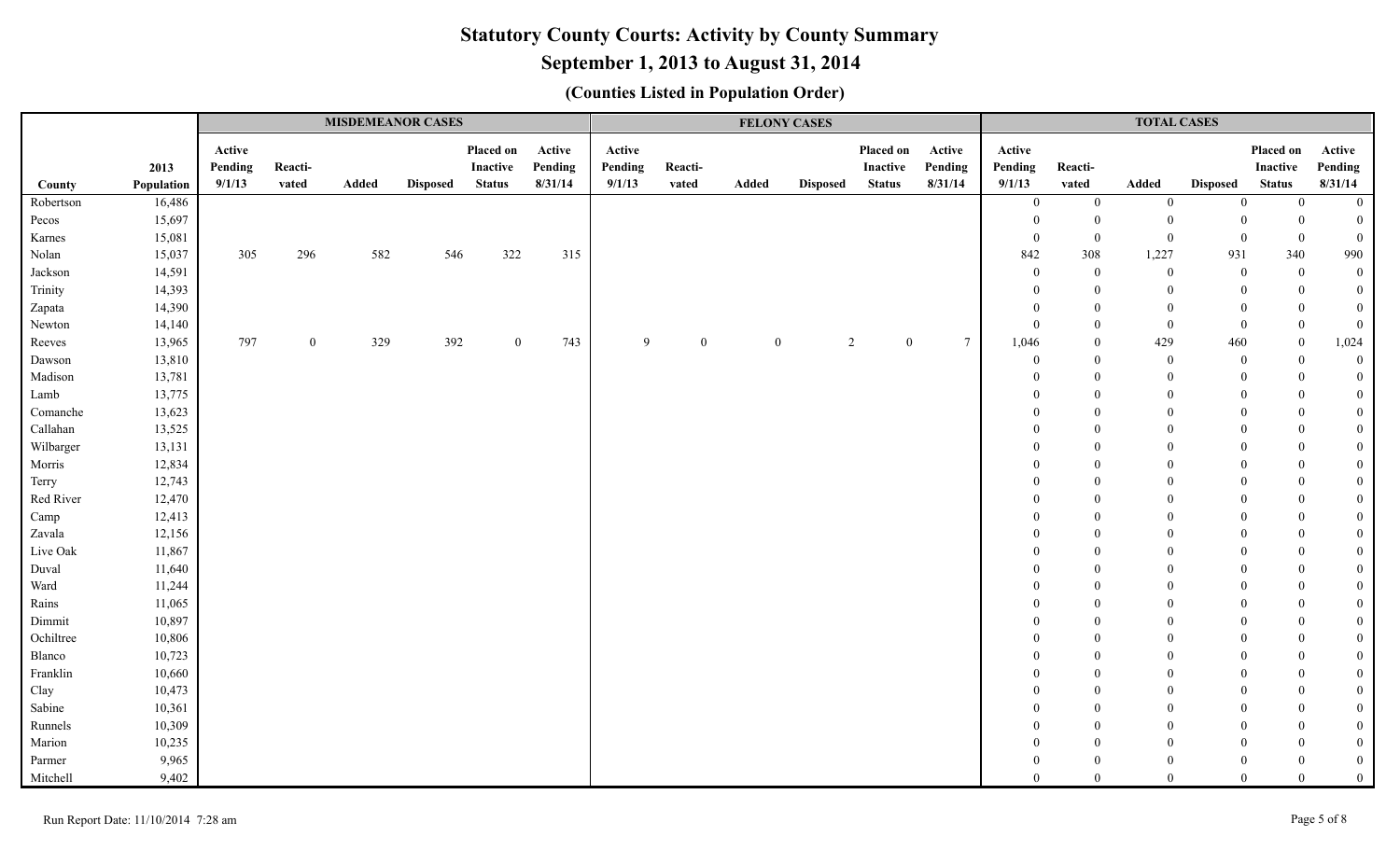# Statutory County Courts: Activity by County Summary

## September 1, 2013 to August 31, 2014

### (Counties Listed in Population Order)

| | | MISDEMEANOR CASES | | | | | | FELONY CASES | | | | | | TOTAL CASES | | | | | |
|---|---|---|---|---|---|---|---|---|---|---|---|---|---|---|---|---|---|---|---|
| County | 2013 Population | Active Pending 9/1/13 | Reactivated | Added | Disposed | Placed on Inactive Status | Active Pending 8/31/14 | Active Pending 9/1/13 | Reactivated | Added | Disposed | Placed on Inactive Status | Active Pending 8/31/14 | Active Pending 9/1/13 | Reactivated | Added | Disposed | Placed on Inactive Status | Active Pending 8/31/14 |
| Robertson | 16,486 | | | | | | | | | | | | | 0 | 0 | 0 | 0 | 0 | 0 |
| Pecos | 15,697 | | | | | | | | | | | | | 0 | 0 | 0 | 0 | 0 | 0 |
| Karnes | 15,081 | | | | | | | | | | | | | 0 | 0 | 0 | 0 | 0 | 0 |
| Nolan | 15,037 | 305 | 296 | 582 | 546 | 322 | 315 | | | | | | | 842 | 308 | 1,227 | 931 | 340 | 990 |
| Jackson | 14,591 | | | | | | | | | | | | | 0 | 0 | 0 | 0 | 0 | 0 |
| Trinity | 14,393 | | | | | | | | | | | | | 0 | 0 | 0 | 0 | 0 | 0 |
| Zapata | 14,390 | | | | | | | | | | | | | 0 | 0 | 0 | 0 | 0 | 0 |
| Newton | 14,140 | | | | | | | | | | | | | 0 | 0 | 0 | 0 | 0 | 0 |
| Reeves | 13,965 | 797 | 0 | 329 | 392 | 0 | 743 | 9 | 0 | 0 | 2 | 0 | 7 | 1,046 | 0 | 429 | 460 | 0 | 1,024 |
| Dawson | 13,810 | | | | | | | | | | | | | 0 | 0 | 0 | 0 | 0 | 0 |
| Madison | 13,781 | | | | | | | | | | | | | 0 | 0 | 0 | 0 | 0 | 0 |
| Lamb | 13,775 | | | | | | | | | | | | | 0 | 0 | 0 | 0 | 0 | 0 |
| Comanche | 13,623 | | | | | | | | | | | | | 0 | 0 | 0 | 0 | 0 | 0 |
| Callahan | 13,525 | | | | | | | | | | | | | 0 | 0 | 0 | 0 | 0 | 0 |
| Wilbarger | 13,131 | | | | | | | | | | | | | 0 | 0 | 0 | 0 | 0 | 0 |
| Morris | 12,834 | | | | | | | | | | | | | 0 | 0 | 0 | 0 | 0 | 0 |
| Terry | 12,743 | | | | | | | | | | | | | 0 | 0 | 0 | 0 | 0 | 0 |
| Red River | 12,470 | | | | | | | | | | | | | 0 | 0 | 0 | 0 | 0 | 0 |
| Camp | 12,413 | | | | | | | | | | | | | 0 | 0 | 0 | 0 | 0 | 0 |
| Zavala | 12,156 | | | | | | | | | | | | | 0 | 0 | 0 | 0 | 0 | 0 |
| Live Oak | 11,867 | | | | | | | | | | | | | 0 | 0 | 0 | 0 | 0 | 0 |
| Duval | 11,640 | | | | | | | | | | | | | 0 | 0 | 0 | 0 | 0 | 0 |
| Ward | 11,244 | | | | | | | | | | | | | 0 | 0 | 0 | 0 | 0 | 0 |
| Rains | 11,065 | | | | | | | | | | | | | 0 | 0 | 0 | 0 | 0 | 0 |
| Dimmit | 10,897 | | | | | | | | | | | | | 0 | 0 | 0 | 0 | 0 | 0 |
| Ochiltree | 10,806 | | | | | | | | | | | | | 0 | 0 | 0 | 0 | 0 | 0 |
| Blanco | 10,723 | | | | | | | | | | | | | 0 | 0 | 0 | 0 | 0 | 0 |
| Franklin | 10,660 | | | | | | | | | | | | | 0 | 0 | 0 | 0 | 0 | 0 |
| Clay | 10,473 | | | | | | | | | | | | | 0 | 0 | 0 | 0 | 0 | 0 |
| Sabine | 10,361 | | | | | | | | | | | | | 0 | 0 | 0 | 0 | 0 | 0 |
| Runnels | 10,309 | | | | | | | | | | | | | 0 | 0 | 0 | 0 | 0 | 0 |
| Marion | 10,235 | | | | | | | | | | | | | 0 | 0 | 0 | 0 | 0 | 0 |
| Parmer | 9,965 | | | | | | | | | | | | | 0 | 0 | 0 | 0 | 0 | 0 |
| Mitchell | 9,402 | | | | | | | | | | | | | 0 | 0 | 0 | 0 | 0 | 0 |

Run Report Date: 11/10/2014 7:28 am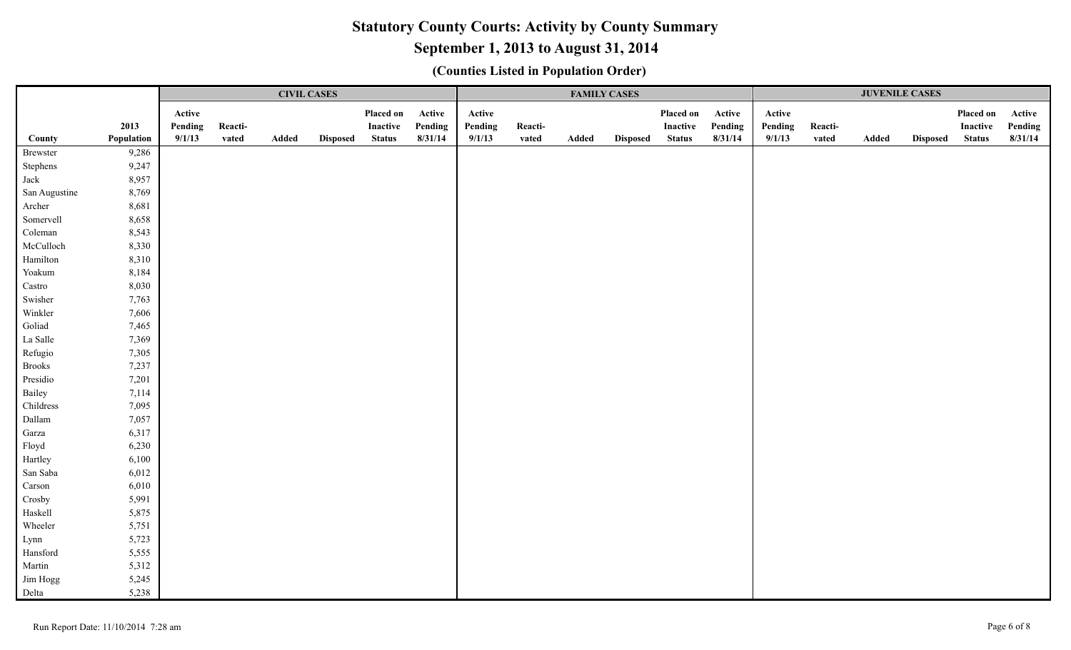# Statutory County Courts: Activity by County Summary

## September 1, 2013 to August 31, 2014

### (Counties Listed in Population Order)

| | | CIVIL CASES | | | | | | FAMILY CASES | | | | | | JUVENILE CASES | | | | | |
|---|---|---|---|---|---|---|---|---|---|---|---|---|---|---|---|---|---|---|---|
| County | 2013 Population | Active Pending 9/1/13 | Reacti-vated | Added | Disposed | Placed on Inactive Status | Active Pending 8/31/14 | Active Pending 9/1/13 | Reacti-vated | Added | Disposed | Placed on Inactive Status | Active Pending 8/31/14 | Active Pending 9/1/13 | Reacti-vated | Added | Disposed | Placed on Inactive Status | Active Pending 8/31/14 |
| Brewster | 9,286 | | | | | | | | | | | | | | | | | | |
| Stephens | 9,247 | | | | | | | | | | | | | | | | | | |
| Jack | 8,957 | | | | | | | | | | | | | | | | | | |
| San Augustine | 8,769 | | | | | | | | | | | | | | | | | | |
| Archer | 8,681 | | | | | | | | | | | | | | | | | | |
| Somervell | 8,658 | | | | | | | | | | | | | | | | | | |
| Coleman | 8,543 | | | | | | | | | | | | | | | | | | |
| McCulloch | 8,330 | | | | | | | | | | | | | | | | | | |
| Hamilton | 8,310 | | | | | | | | | | | | | | | | | | |
| Yoakum | 8,184 | | | | | | | | | | | | | | | | | | |
| Castro | 8,030 | | | | | | | | | | | | | | | | | | |
| Swisher | 7,763 | | | | | | | | | | | | | | | | | | |
| Winkler | 7,606 | | | | | | | | | | | | | | | | | | |
| Goliad | 7,465 | | | | | | | | | | | | | | | | | | |
| La Salle | 7,369 | | | | | | | | | | | | | | | | | | |
| Refugio | 7,305 | | | | | | | | | | | | | | | | | | |
| Brooks | 7,237 | | | | | | | | | | | | | | | | | | |
| Presidio | 7,201 | | | | | | | | | | | | | | | | | | |
| Bailey | 7,114 | | | | | | | | | | | | | | | | | | |
| Childress | 7,095 | | | | | | | | | | | | | | | | | | |
| Dallam | 7,057 | | | | | | | | | | | | | | | | | | |
| Garza | 6,317 | | | | | | | | | | | | | | | | | | |
| Floyd | 6,230 | | | | | | | | | | | | | | | | | | |
| Hartley | 6,100 | | | | | | | | | | | | | | | | | | |
| San Saba | 6,012 | | | | | | | | | | | | | | | | | | |
| Carson | 6,010 | | | | | | | | | | | | | | | | | | |
| Crosby | 5,991 | | | | | | | | | | | | | | | | | | |
| Haskell | 5,875 | | | | | | | | | | | | | | | | | | |
| Wheeler | 5,751 | | | | | | | | | | | | | | | | | | |
| Lynn | 5,723 | | | | | | | | | | | | | | | | | | |
| Hansford | 5,555 | | | | | | | | | | | | | | | | | | |
| Martin | 5,312 | | | | | | | | | | | | | | | | | | |
| Jim Hogg | 5,245 | | | | | | | | | | | | | | | | | | |
| Delta | 5,238 | | | | | | | | | | | | | | | | | | |

Run Report Date: 11/10/2014 7:28 am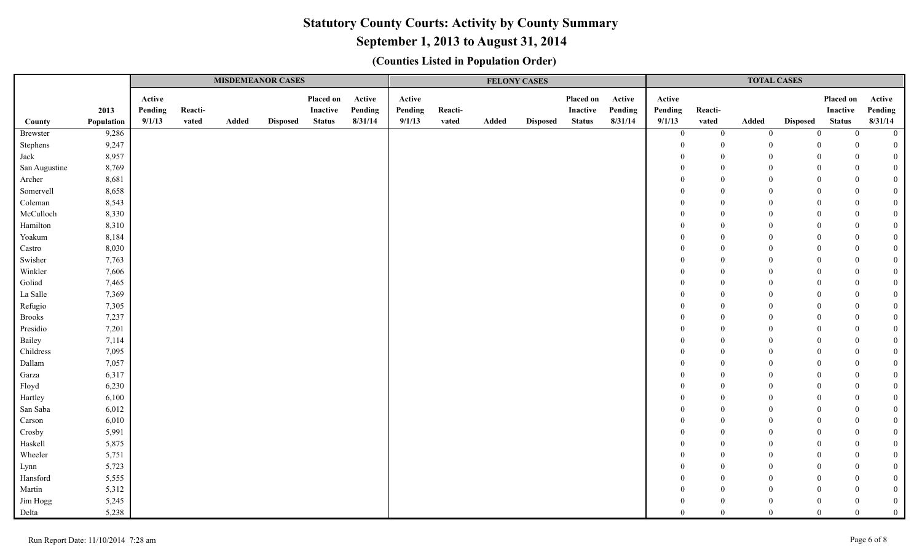# Statutory County Courts: Activity by County Summary

## September 1, 2013 to August 31, 2014

### (Counties Listed in Population Order)

| | | MISDEMEANOR CASES | | | | | | FELONY CASES | | | | | | TOTAL CASES | | | | | |
|---|---|---|---|---|---|---|---|---|---|---|---|---|---|---|---|---|---|---|---|
| County | 2013 Population | Active Pending 9/1/13 | Reacti-vated | Added | Disposed | Placed on Inactive Status | Active Pending 8/31/14 | Active Pending 9/1/13 | Reacti-vated | Added | Disposed | Placed on Inactive Status | Active Pending 8/31/14 | Active Pending 9/1/13 | Reacti-vated | Added | Disposed | Placed on Inactive Status | Active Pending 8/31/14 |
| Brewster | 9,286 | | | | | | | | | | | | | 0 | 0 | 0 | 0 | 0 | 0 |
| Stephens | 9,247 | | | | | | | | | | | | | 0 | 0 | 0 | 0 | 0 | 0 |
| Jack | 8,957 | | | | | | | | | | | | | 0 | 0 | 0 | 0 | 0 | 0 |
| San Augustine | 8,769 | | | | | | | | | | | | | 0 | 0 | 0 | 0 | 0 | 0 |
| Archer | 8,681 | | | | | | | | | | | | | 0 | 0 | 0 | 0 | 0 | 0 |
| Somervell | 8,658 | | | | | | | | | | | | | 0 | 0 | 0 | 0 | 0 | 0 |
| Coleman | 8,543 | | | | | | | | | | | | | 0 | 0 | 0 | 0 | 0 | 0 |
| McCulloch | 8,330 | | | | | | | | | | | | | 0 | 0 | 0 | 0 | 0 | 0 |
| Hamilton | 8,310 | | | | | | | | | | | | | 0 | 0 | 0 | 0 | 0 | 0 |
| Yoakum | 8,184 | | | | | | | | | | | | | 0 | 0 | 0 | 0 | 0 | 0 |
| Castro | 8,030 | | | | | | | | | | | | | 0 | 0 | 0 | 0 | 0 | 0 |
| Swisher | 7,763 | | | | | | | | | | | | | 0 | 0 | 0 | 0 | 0 | 0 |
| Winkler | 7,606 | | | | | | | | | | | | | 0 | 0 | 0 | 0 | 0 | 0 |
| Goliad | 7,465 | | | | | | | | | | | | | 0 | 0 | 0 | 0 | 0 | 0 |
| La Salle | 7,369 | | | | | | | | | | | | | 0 | 0 | 0 | 0 | 0 | 0 |
| Refugio | 7,305 | | | | | | | | | | | | | 0 | 0 | 0 | 0 | 0 | 0 |
| Brooks | 7,237 | | | | | | | | | | | | | 0 | 0 | 0 | 0 | 0 | 0 |
| Presidio | 7,201 | | | | | | | | | | | | | 0 | 0 | 0 | 0 | 0 | 0 |
| Bailey | 7,114 | | | | | | | | | | | | | 0 | 0 | 0 | 0 | 0 | 0 |
| Childress | 7,095 | | | | | | | | | | | | | 0 | 0 | 0 | 0 | 0 | 0 |
| Dallam | 7,057 | | | | | | | | | | | | | 0 | 0 | 0 | 0 | 0 | 0 |
| Garza | 6,317 | | | | | | | | | | | | | 0 | 0 | 0 | 0 | 0 | 0 |
| Floyd | 6,230 | | | | | | | | | | | | | 0 | 0 | 0 | 0 | 0 | 0 |
| Hartley | 6,100 | | | | | | | | | | | | | 0 | 0 | 0 | 0 | 0 | 0 |
| San Saba | 6,012 | | | | | | | | | | | | | 0 | 0 | 0 | 0 | 0 | 0 |
| Carson | 6,010 | | | | | | | | | | | | | 0 | 0 | 0 | 0 | 0 | 0 |
| Crosby | 5,991 | | | | | | | | | | | | | 0 | 0 | 0 | 0 | 0 | 0 |
| Haskell | 5,875 | | | | | | | | | | | | | 0 | 0 | 0 | 0 | 0 | 0 |
| Wheeler | 5,751 | | | | | | | | | | | | | 0 | 0 | 0 | 0 | 0 | 0 |
| Lynn | 5,723 | | | | | | | | | | | | | 0 | 0 | 0 | 0 | 0 | 0 |
| Hansford | 5,555 | | | | | | | | | | | | | 0 | 0 | 0 | 0 | 0 | 0 |
| Martin | 5,312 | | | | | | | | | | | | | 0 | 0 | 0 | 0 | 0 | 0 |
| Jim Hogg | 5,245 | | | | | | | | | | | | | 0 | 0 | 0 | 0 | 0 | 0 |
| Delta | 5,238 | | | | | | | | | | | | | 0 | 0 | 0 | 0 | 0 | 0 |

Run Report Date: 11/10/2014 7:28 am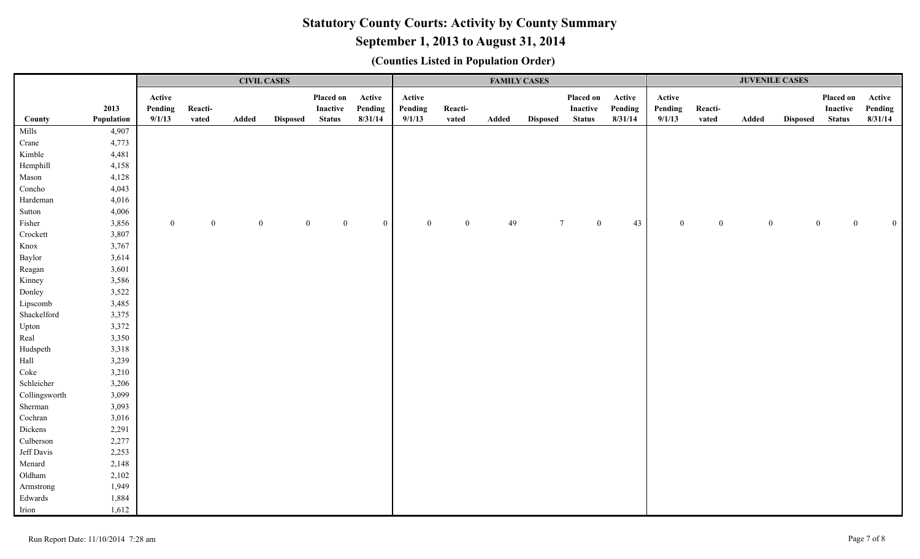# Statutory County Courts: Activity by County Summary

## September 1, 2013 to August 31, 2014

### (Counties Listed in Population Order)

| | | CIVIL CASES | | | | | | FAMILY CASES | | | | | | JUVENILE CASES | | | | | |
|---|---|---|---|---|---|---|---|---|---|---|---|---|---|---|---|---|---|---|---|
| County | 2013 Population | Active Pending 9/1/13 | Reacti-vated | Added | Disposed | Placed on Inactive Status | Active Pending 8/31/14 | Active Pending 9/1/13 | Reacti-vated | Added | Disposed | Placed on Inactive Status | Active Pending 8/31/14 | Active Pending 9/1/13 | Reacti-vated | Added | Disposed | Placed on Inactive Status | Active Pending 8/31/14 |
| Mills | 4,907 | | | | | | | | | | | | | | | | | | |
| Crane | 4,773 | | | | | | | | | | | | | | | | | | |
| Kimble | 4,481 | | | | | | | | | | | | | | | | | | |
| Hemphill | 4,158 | | | | | | | | | | | | | | | | | | |
| Mason | 4,128 | | | | | | | | | | | | | | | | | | |
| Concho | 4,043 | | | | | | | | | | | | | | | | | | |
| Hardeman | 4,016 | | | | | | | | | | | | | | | | | | |
| Sutton | 4,006 | | | | | | | | | | | | | | | | | | |
| Fisher | 3,856 | 0 | 0 | 0 | 0 | 0 | 0 | 0 | 0 | 49 | 7 | 0 | 43 | 0 | 0 | 0 | 0 | 0 | 0 |
| Crockett | 3,807 | | | | | | | | | | | | | | | | | | |
| Knox | 3,767 | | | | | | | | | | | | | | | | | | |
| Baylor | 3,614 | | | | | | | | | | | | | | | | | | |
| Reagan | 3,601 | | | | | | | | | | | | | | | | | | |
| Kinney | 3,586 | | | | | | | | | | | | | | | | | | |
| Donley | 3,522 | | | | | | | | | | | | | | | | | | |
| Lipscomb | 3,485 | | | | | | | | | | | | | | | | | | |
| Shackelford | 3,375 | | | | | | | | | | | | | | | | | | |
| Upton | 3,372 | | | | | | | | | | | | | | | | | | |
| Real | 3,350 | | | | | | | | | | | | | | | | | | |
| Hudspeth | 3,318 | | | | | | | | | | | | | | | | | | |
| Hall | 3,239 | | | | | | | | | | | | | | | | | | |
| Coke | 3,210 | | | | | | | | | | | | | | | | | | |
| Schleicher | 3,206 | | | | | | | | | | | | | | | | | | |
| Collingsworth | 3,099 | | | | | | | | | | | | | | | | | | |
| Sherman | 3,093 | | | | | | | | | | | | | | | | | | |
| Cochran | 3,016 | | | | | | | | | | | | | | | | | | |
| Dickens | 2,291 | | | | | | | | | | | | | | | | | | |
| Culberson | 2,277 | | | | | | | | | | | | | | | | | | |
| Jeff Davis | 2,253 | | | | | | | | | | | | | | | | | | |
| Menard | 2,148 | | | | | | | | | | | | | | | | | | |
| Oldham | 2,102 | | | | | | | | | | | | | | | | | | |
| Armstrong | 1,949 | | | | | | | | | | | | | | | | | | |
| Edwards | 1,884 | | | | | | | | | | | | | | | | | | |
| Irion | 1,612 | | | | | | | | | | | | | | | | | | |

Run Report Date: 11/10/2014 7:28 am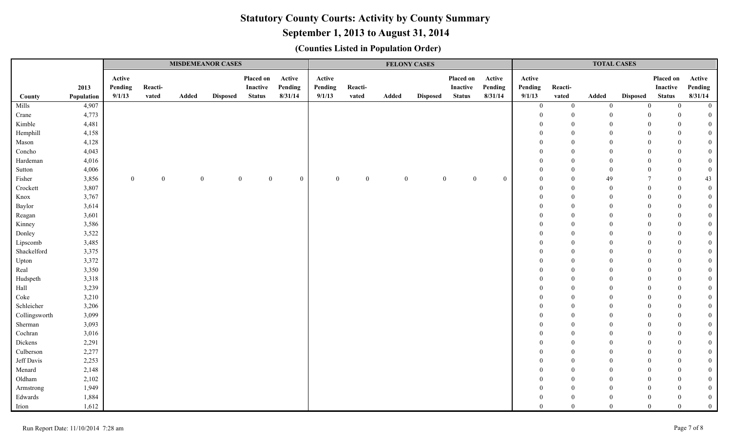# Statutory County Courts: Activity by County Summary

## September 1, 2013 to August 31, 2014

### (Counties Listed in Population Order)

| | | MISDEMEANOR CASES | | | | | | FELONY CASES | | | | | | TOTAL CASES | | | | | |
|---|---|---|---|---|---|---|---|---|---|---|---|---|---|---|---|---|---|---|---|
| County | 2013 Population | Active Pending 9/1/13 | Reacti-vated | Added | Disposed | Placed on Inactive Status | Active Pending 8/31/14 | Active Pending 9/1/13 | Reacti-vated | Added | Disposed | Placed on Inactive Status | Active Pending 8/31/14 | Active Pending 9/1/13 | Reacti-vated | Added | Disposed | Placed on Inactive Status | Active Pending 8/31/14 |
| Mills | 4,907 | | | | | | | | | | | | | 0 | 0 | 0 | 0 | 0 | 0 |
| Crane | 4,773 | | | | | | | | | | | | | 0 | 0 | 0 | 0 | 0 | 0 |
| Kimble | 4,481 | | | | | | | | | | | | | 0 | 0 | 0 | 0 | 0 | 0 |
| Hemphill | 4,158 | | | | | | | | | | | | | 0 | 0 | 0 | 0 | 0 | 0 |
| Mason | 4,128 | | | | | | | | | | | | | 0 | 0 | 0 | 0 | 0 | 0 |
| Concho | 4,043 | | | | | | | | | | | | | 0 | 0 | 0 | 0 | 0 | 0 |
| Hardeman | 4,016 | | | | | | | | | | | | | 0 | 0 | 0 | 0 | 0 | 0 |
| Sutton | 4,006 | | | | | | | | | | | | | 0 | 0 | 0 | 0 | 0 | 0 |
| Fisher | 3,856 | 0 | 0 | 0 | 0 | 0 | 0 | 0 | 0 | 0 | 0 | 0 | 0 | 0 | 0 | 49 | 7 | 0 | 43 |
| Crockett | 3,807 | | | | | | | | | | | | | 0 | 0 | 0 | 0 | 0 | 0 |
| Knox | 3,767 | | | | | | | | | | | | | 0 | 0 | 0 | 0 | 0 | 0 |
| Baylor | 3,614 | | | | | | | | | | | | | 0 | 0 | 0 | 0 | 0 | 0 |
| Reagan | 3,601 | | | | | | | | | | | | | 0 | 0 | 0 | 0 | 0 | 0 |
| Kinney | 3,586 | | | | | | | | | | | | | 0 | 0 | 0 | 0 | 0 | 0 |
| Donley | 3,522 | | | | | | | | | | | | | 0 | 0 | 0 | 0 | 0 | 0 |
| Lipscomb | 3,485 | | | | | | | | | | | | | 0 | 0 | 0 | 0 | 0 | 0 |
| Shackelford | 3,375 | | | | | | | | | | | | | 0 | 0 | 0 | 0 | 0 | 0 |
| Upton | 3,372 | | | | | | | | | | | | | 0 | 0 | 0 | 0 | 0 | 0 |
| Real | 3,350 | | | | | | | | | | | | | 0 | 0 | 0 | 0 | 0 | 0 |
| Hudspeth | 3,318 | | | | | | | | | | | | | 0 | 0 | 0 | 0 | 0 | 0 |
| Hall | 3,239 | | | | | | | | | | | | | 0 | 0 | 0 | 0 | 0 | 0 |
| Coke | 3,210 | | | | | | | | | | | | | 0 | 0 | 0 | 0 | 0 | 0 |
| Schleicher | 3,206 | | | | | | | | | | | | | 0 | 0 | 0 | 0 | 0 | 0 |
| Collingsworth | 3,099 | | | | | | | | | | | | | 0 | 0 | 0 | 0 | 0 | 0 |
| Sherman | 3,093 | | | | | | | | | | | | | 0 | 0 | 0 | 0 | 0 | 0 |
| Cochran | 3,016 | | | | | | | | | | | | | 0 | 0 | 0 | 0 | 0 | 0 |
| Dickens | 2,291 | | | | | | | | | | | | | 0 | 0 | 0 | 0 | 0 | 0 |
| Culberson | 2,277 | | | | | | | | | | | | | 0 | 0 | 0 | 0 | 0 | 0 |
| Jeff Davis | 2,253 | | | | | | | | | | | | | 0 | 0 | 0 | 0 | 0 | 0 |
| Menard | 2,148 | | | | | | | | | | | | | 0 | 0 | 0 | 0 | 0 | 0 |
| Oldham | 2,102 | | | | | | | | | | | | | 0 | 0 | 0 | 0 | 0 | 0 |
| Armstrong | 1,949 | | | | | | | | | | | | | 0 | 0 | 0 | 0 | 0 | 0 |
| Edwards | 1,884 | | | | | | | | | | | | | 0 | 0 | 0 | 0 | 0 | 0 |
| Irion | 1,612 | | | | | | | | | | | | | 0 | 0 | 0 | 0 | 0 | 0 |

Run Report Date: 11/10/2014 7:28 am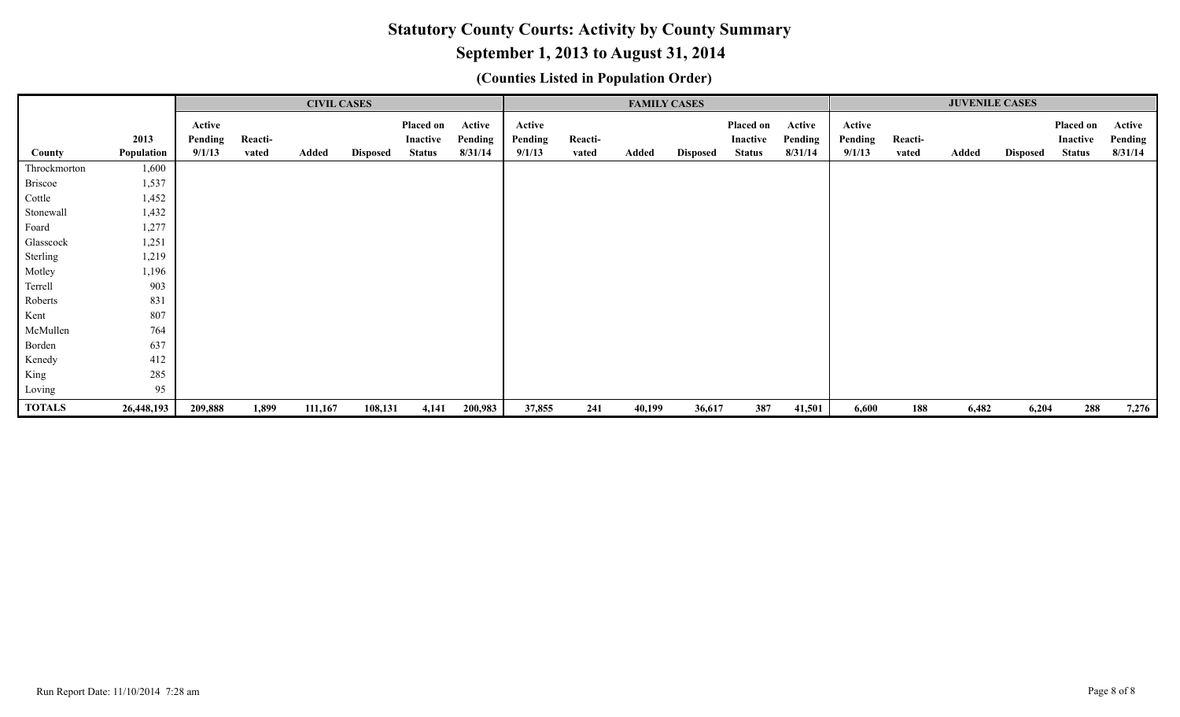# Statutory County Courts: Activity by County Summary

## September 1, 2013 to August 31, 2014

### (Counties Listed in Population Order)

| County | 2013 Population | CIVIL CASES | | | | | | FAMILY CASES | | | | | | JUVENILE CASES | | | | | |
|---|---|---|---|---|---|---|---|---|---|---|---|---|---|---|---|---|---|---|---|
| | | Active Pending 9/1/13 | Reacti-vated | Added | Disposed | Placed on Inactive Status | Active Pending 8/31/14 | Active Pending 9/1/13 | Reacti-vated | Added | Disposed | Placed on Inactive Status | Active Pending 8/31/14 | Active Pending 9/1/13 | Reacti-vated | Added | Disposed | Placed on Inactive Status | Active Pending 8/31/14 |
| Throckmorton | 1,600 | | | | | | | | | | | | | | | | | | |
| Briscoe | 1,537 | | | | | | | | | | | | | | | | | | |
| Cottle | 1,452 | | | | | | | | | | | | | | | | | | |
| Stonewall | 1,432 | | | | | | | | | | | | | | | | | | |
| Foard | 1,277 | | | | | | | | | | | | | | | | | | |
| Glasscock | 1,251 | | | | | | | | | | | | | | | | | | |
| Sterling | 1,219 | | | | | | | | | | | | | | | | | | |
| Motley | 1,196 | | | | | | | | | | | | | | | | | | |
| Terrell | 903 | | | | | | | | | | | | | | | | | | |
| Roberts | 831 | | | | | | | | | | | | | | | | | | |
| Kent | 807 | | | | | | | | | | | | | | | | | | |
| McMullen | 764 | | | | | | | | | | | | | | | | | | |
| Borden | 637 | | | | | | | | | | | | | | | | | | |
| Kenedy | 412 | | | | | | | | | | | | | | | | | | |
| King | 285 | | | | | | | | | | | | | | | | | | |
| Loving | 95 | | | | | | | | | | | | | | | | | | |
| **TOTALS** | **26,448,193** | **209,888** | **1,899** | **111,167** | **108,131** | **4,141** | **200,983** | **37,855** | **241** | **40,199** | **36,617** | **387** | **41,501** | **6,600** | **188** | **6,482** | **6,204** | **288** | **7,276** |

Run Report Date: 11/10/2014 7:28 am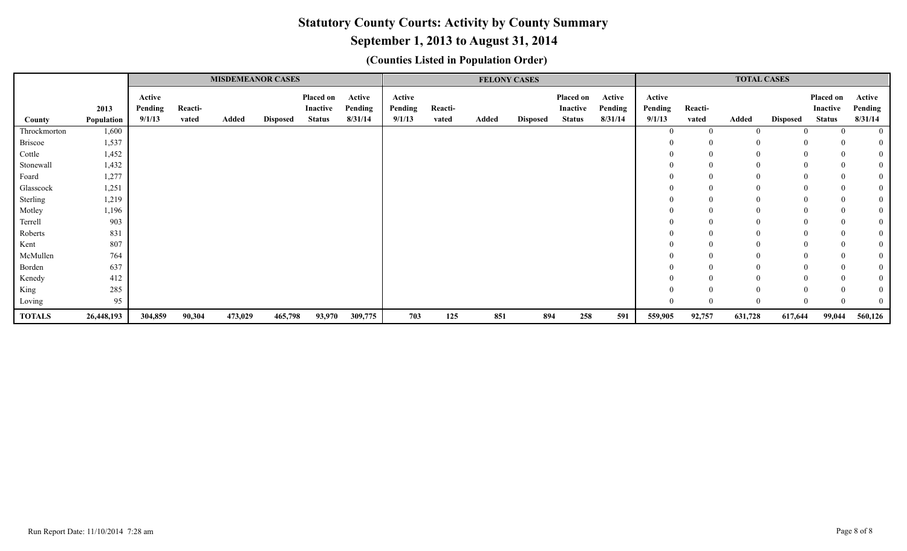# Statutory County Courts: Activity by County Summary

## September 1, 2013 to August 31, 2014

### (Counties Listed in Population Order)

| | | MISDEMEANOR CASES | | | | | | FELONY CASES | | | | | | TOTAL CASES | | | | | |
|---|---|---|---|---|---|---|---|---|---|---|---|---|---|---|---|---|---|---|---|
| County | 2013 Population | Active Pending 9/1/13 | Reacti-vated | Added | Disposed | Placed on Inactive Status | Active Pending 8/31/14 | Active Pending 9/1/13 | Reacti-vated | Added | Disposed | Placed on Inactive Status | Active Pending 8/31/14 | Active Pending 9/1/13 | Reacti-vated | Added | Disposed | Placed on Inactive Status | Active Pending 8/31/14 |
| Throckmorton | 1,600 | | | | | | | | | | | | | 0 | 0 | 0 | 0 | 0 | 0 |
| Briscoe | 1,537 | | | | | | | | | | | | | 0 | 0 | 0 | 0 | 0 | 0 |
| Cottle | 1,452 | | | | | | | | | | | | | 0 | 0 | 0 | 0 | 0 | 0 |
| Stonewall | 1,432 | | | | | | | | | | | | | 0 | 0 | 0 | 0 | 0 | 0 |
| Foard | 1,277 | | | | | | | | | | | | | 0 | 0 | 0 | 0 | 0 | 0 |
| Glasscock | 1,251 | | | | | | | | | | | | | 0 | 0 | 0 | 0 | 0 | 0 |
| Sterling | 1,219 | | | | | | | | | | | | | 0 | 0 | 0 | 0 | 0 | 0 |
| Motley | 1,196 | | | | | | | | | | | | | 0 | 0 | 0 | 0 | 0 | 0 |
| Terrell | 903 | | | | | | | | | | | | | 0 | 0 | 0 | 0 | 0 | 0 |
| Roberts | 831 | | | | | | | | | | | | | 0 | 0 | 0 | 0 | 0 | 0 |
| Kent | 807 | | | | | | | | | | | | | 0 | 0 | 0 | 0 | 0 | 0 |
| McMullen | 764 | | | | | | | | | | | | | 0 | 0 | 0 | 0 | 0 | 0 |
| Borden | 637 | | | | | | | | | | | | | 0 | 0 | 0 | 0 | 0 | 0 |
| Kenedy | 412 | | | | | | | | | | | | | 0 | 0 | 0 | 0 | 0 | 0 |
| King | 285 | | | | | | | | | | | | | 0 | 0 | 0 | 0 | 0 | 0 |
| Loving | 95 | | | | | | | | | | | | | 0 | 0 | 0 | 0 | 0 | 0 |
| **TOTALS** | **26,448,193** | **304,859** | **90,304** | **473,029** | **465,798** | **93,970** | **309,775** | **703** | **125** | **851** | **894** | **258** | **591** | **559,905** | **92,757** | **631,728** | **617,644** | **99,044** | **560,126** |

Run Report Date: 11/10/2014 7:28 am